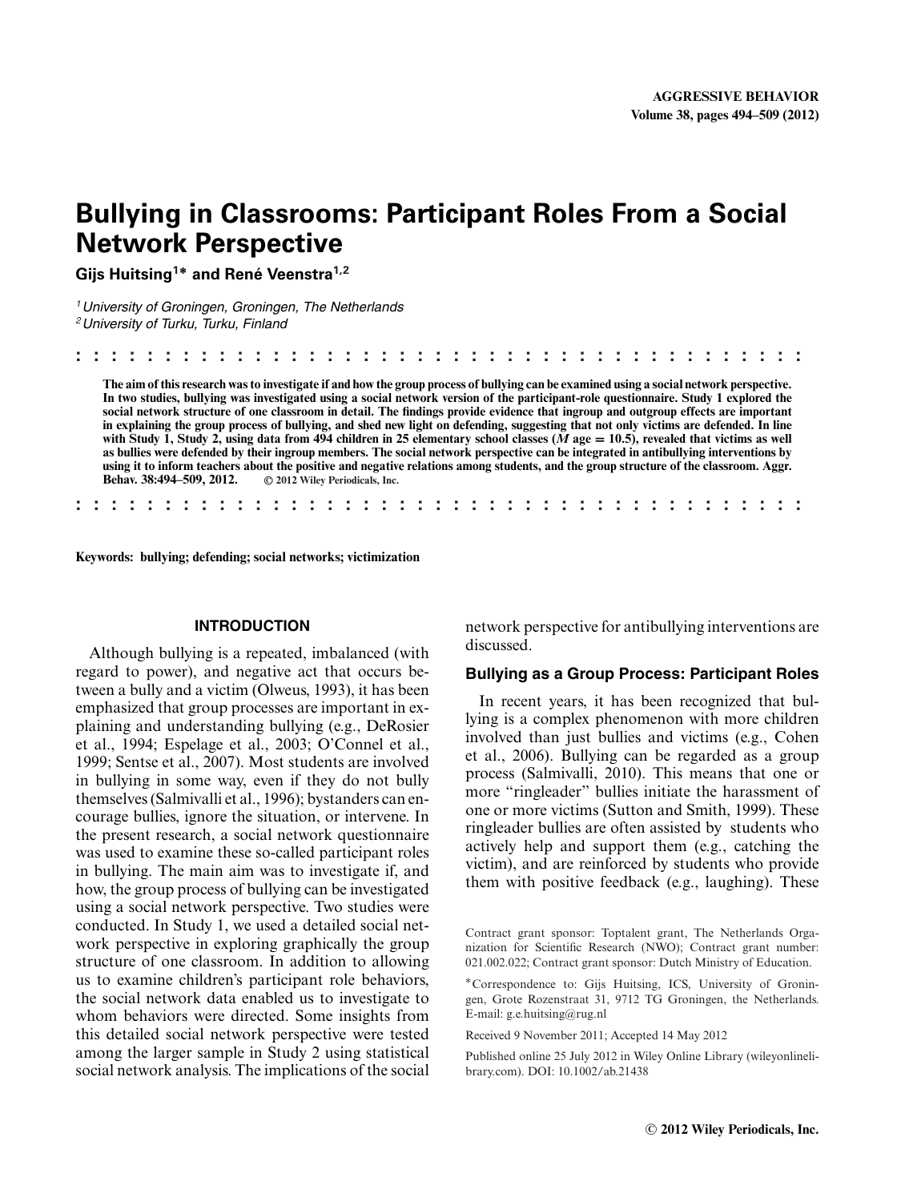# Bullying in Classrooms: Participant Roles From a Social Network Perspective

**Gijs Huitsing[1]\* and René Veenstra[1,2]**

[1] *University of Groningen, Groningen, The Netherlands*
[2] *University of Turku, Turku, Finland*

**The aim of this research was to investigate if and how the group process of bullying can be examined using a social network perspective. In two studies, bullying was investigated using a social network version of the participant-role questionnaire. Study 1 explored the social network structure of one classroom in detail. The findings provide evidence that ingroup and outgroup effects are important in explaining the group process of bullying, and shed new light on defending, suggesting that not only victims are defended. In line with Study 1, Study 2, using data from 494 children in 25 elementary school classes (*$M$* age = 10.5), revealed that victims as well as bullies were defended by their ingroup members. The social network perspective can be integrated in antibullying interventions by using it to inform teachers about the positive and negative relations among students, and the group structure of the classroom. Aggr. Behav. 38:494–509, 2012. © 2012 Wiley Periodicals, Inc.**

**Keywords: bullying; defending; social networks; victimization**

## INTRODUCTION

Although bullying is a repeated, imbalanced (with regard to power), and negative act that occurs between a bully and a victim (Olweus, 1993), it has been emphasized that group processes are important in explaining and understanding bullying (e.g., DeRosier et al., 1994; Espelage et al., 2003; O'Connel et al., 1999; Sentse et al., 2007). Most students are involved in bullying in some way, even if they do not bully themselves (Salmivalli et al., 1996); bystanders can encourage bullies, ignore the situation, or intervene. In the present research, a social network questionnaire was used to examine these so-called participant roles in bullying. The main aim was to investigate if, and how, the group process of bullying can be investigated using a social network perspective. Two studies were conducted. In Study 1, we used a detailed social network perspective in exploring graphically the group structure of one classroom. In addition to allowing us to examine children's participant role behaviors, the social network data enabled us to investigate to whom behaviors were directed. Some insights from this detailed social network perspective were tested among the larger sample in Study 2 using statistical social network analysis. The implications of the social network perspective for antibullying interventions are discussed.

### Bullying as a Group Process: Participant Roles

In recent years, it has been recognized that bullying is a complex phenomenon with more children involved than just bullies and victims (e.g., Cohen et al., 2006). Bullying can be regarded as a group process (Salmivalli, 2010). This means that one or more "ringleader" bullies initiate the harassment of one or more victims (Sutton and Smith, 1999). These ringleader bullies are often assisted by students who actively help and support them (e.g., catching the victim), and are reinforced by students who provide them with positive feedback (e.g., laughing). These

Contract grant sponsor: Toptalent grant, The Netherlands Organization for Scientific Research (NWO); Contract grant number: 021.002.022; Contract grant sponsor: Dutch Ministry of Education.

\*Correspondence to: Gijs Huitsing, ICS, University of Groningen, Grote Rozenstraat 31, 9712 TG Groningen, the Netherlands. E-mail: g.e.huitsing@rug.nl

Received 9 November 2011; Accepted 14 May 2012

Published online 25 July 2012 in Wiley Online Library (wileyonlinelibrary.com). DOI: 10.1002/ab.21438

© 2012 Wiley Periodicals, Inc.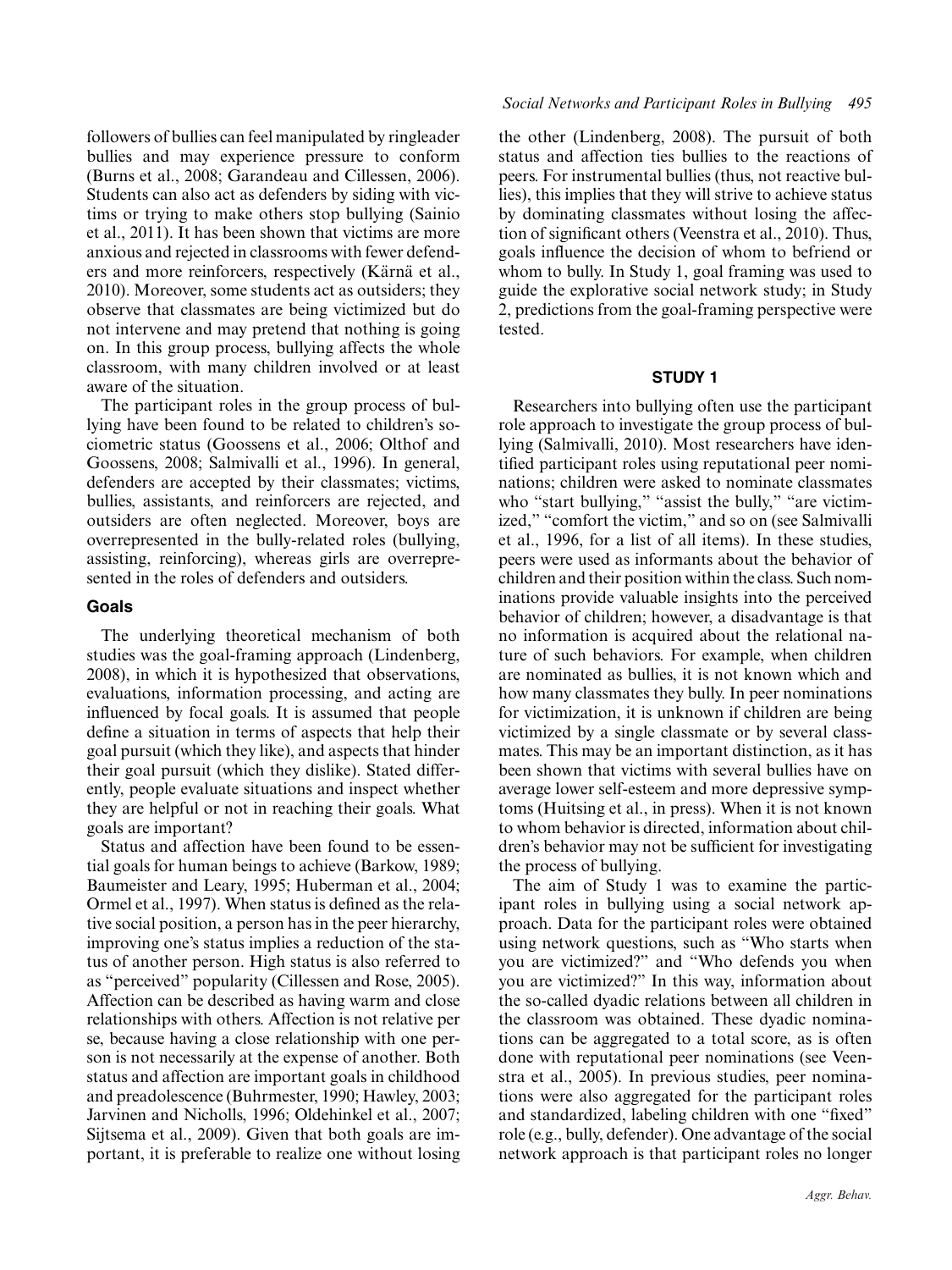followers of bullies can feel manipulated by ringleader bullies and may experience pressure to conform (Burns et al., 2008; Garandeau and Cillessen, 2006). Students can also act as defenders by siding with victims or trying to make others stop bullying (Sainio et al., 2011). It has been shown that victims are more anxious and rejected in classrooms with fewer defenders and more reinforcers, respectively (Kärnä et al., 2010). Moreover, some students act as outsiders; they observe that classmates are being victimized but do not intervene and may pretend that nothing is going on. In this group process, bullying affects the whole classroom, with many children involved or at least aware of the situation.

The participant roles in the group process of bullying have been found to be related to children's sociometric status (Goossens et al., 2006; Olthof and Goossens, 2008; Salmivalli et al., 1996). In general, defenders are accepted by their classmates; victims, bullies, assistants, and reinforcers are rejected, and outsiders are often neglected. Moreover, boys are overrepresented in the bully-related roles (bullying, assisting, reinforcing), whereas girls are overrepresented in the roles of defenders and outsiders.

### Goals

The underlying theoretical mechanism of both studies was the goal-framing approach (Lindenberg, 2008), in which it is hypothesized that observations, evaluations, information processing, and acting are influenced by focal goals. It is assumed that people define a situation in terms of aspects that help their goal pursuit (which they like), and aspects that hinder their goal pursuit (which they dislike). Stated differently, people evaluate situations and inspect whether they are helpful or not in reaching their goals. What goals are important?

Status and affection have been found to be essential goals for human beings to achieve (Barkow, 1989; Baumeister and Leary, 1995; Huberman et al., 2004; Ormel et al., 1997). When status is defined as the relative social position, a person has in the peer hierarchy, improving one's status implies a reduction of the status of another person. High status is also referred to as "perceived" popularity (Cillessen and Rose, 2005). Affection can be described as having warm and close relationships with others. Affection is not relative per se, because having a close relationship with one person is not necessarily at the expense of another. Both status and affection are important goals in childhood and preadolescence (Buhrmester, 1990; Hawley, 2003; Jarvinen and Nicholls, 1996; Oldehinkel et al., 2007; Sijtsema et al., 2009). Given that both goals are important, it is preferable to realize one without losing the other (Lindenberg, 2008). The pursuit of both status and affection ties bullies to the reactions of peers. For instrumental bullies (thus, not reactive bullies), this implies that they will strive to achieve status by dominating classmates without losing the affection of significant others (Veenstra et al., 2010). Thus, goals influence the decision of whom to befriend or whom to bully. In Study 1, goal framing was used to guide the explorative social network study; in Study 2, predictions from the goal-framing perspective were tested.

## STUDY 1

Researchers into bullying often use the participant role approach to investigate the group process of bullying (Salmivalli, 2010). Most researchers have identified participant roles using reputational peer nominations; children were asked to nominate classmates who "start bullying," "assist the bully," "are victimized," "comfort the victim," and so on (see Salmivalli et al., 1996, for a list of all items). In these studies, peers were used as informants about the behavior of children and their position within the class. Such nominations provide valuable insights into the perceived behavior of children; however, a disadvantage is that no information is acquired about the relational nature of such behaviors. For example, when children are nominated as bullies, it is not known which and how many classmates they bully. In peer nominations for victimization, it is unknown if children are being victimized by a single classmate or by several classmates. This may be an important distinction, as it has been shown that victims with several bullies have on average lower self-esteem and more depressive symptoms (Huitsing et al., in press). When it is not known to whom behavior is directed, information about children's behavior may not be sufficient for investigating the process of bullying.

The aim of Study 1 was to examine the participant roles in bullying using a social network approach. Data for the participant roles were obtained using network questions, such as "Who starts when you are victimized?" and "Who defends you when you are victimized?" In this way, information about the so-called dyadic relations between all children in the classroom was obtained. These dyadic nominations can be aggregated to a total score, as is often done with reputational peer nominations (see Veenstra et al., 2005). In previous studies, peer nominations were also aggregated for the participant roles and standardized, labeling children with one "fixed" role (e.g., bully, defender). One advantage of the social network approach is that participant roles no longer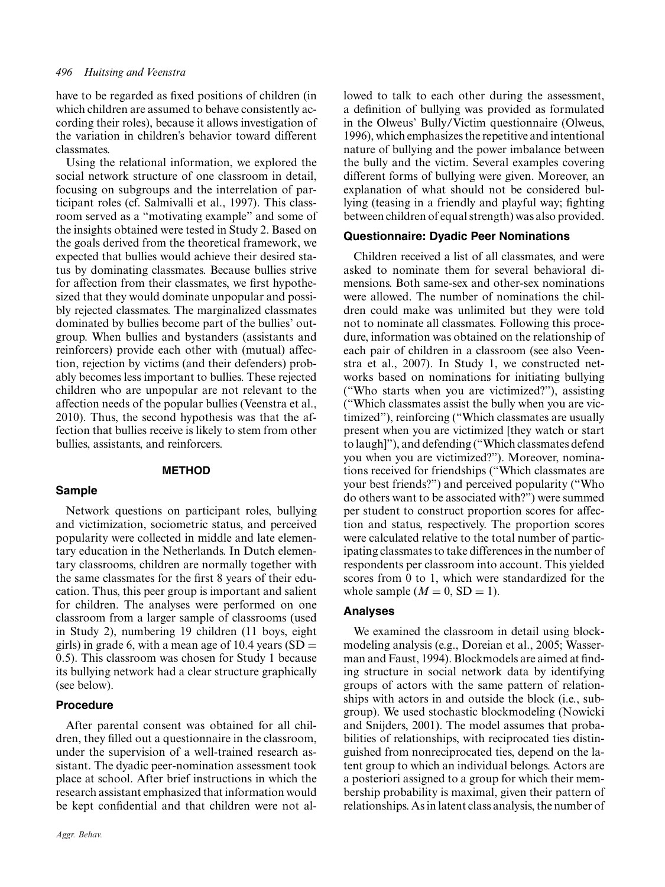have to be regarded as fixed positions of children (in which children are assumed to behave consistently according their roles), because it allows investigation of the variation in children's behavior toward different classmates.

Using the relational information, we explored the social network structure of one classroom in detail, focusing on subgroups and the interrelation of participant roles (cf. Salmivalli et al., 1997). This classroom served as a "motivating example" and some of the insights obtained were tested in Study 2. Based on the goals derived from the theoretical framework, we expected that bullies would achieve their desired status by dominating classmates. Because bullies strive for affection from their classmates, we first hypothesized that they would dominate unpopular and possibly rejected classmates. The marginalized classmates dominated by bullies become part of the bullies' outgroup. When bullies and bystanders (assistants and reinforcers) provide each other with (mutual) affection, rejection by victims (and their defenders) probably becomes less important to bullies. These rejected children who are unpopular are not relevant to the affection needs of the popular bullies (Veenstra et al., 2010). Thus, the second hypothesis was that the affection that bullies receive is likely to stem from other bullies, assistants, and reinforcers.

## METHOD

### Sample

Network questions on participant roles, bullying and victimization, sociometric status, and perceived popularity were collected in middle and late elementary education in the Netherlands. In Dutch elementary classrooms, children are normally together with the same classmates for the first 8 years of their education. Thus, this peer group is important and salient for children. The analyses were performed on one classroom from a larger sample of classrooms (used in Study 2), numbering 19 children (11 boys, eight girls) in grade 6, with a mean age of 10.4 years ($SD = 0.5$). This classroom was chosen for Study 1 because its bullying network had a clear structure graphically (see below).

### Procedure

After parental consent was obtained for all children, they filled out a questionnaire in the classroom, under the supervision of a well-trained research assistant. The dyadic peer-nomination assessment took place at school. After brief instructions in which the research assistant emphasized that information would be kept confidential and that children were not allowed to talk to each other during the assessment, a definition of bullying was provided as formulated in the Olweus' Bully/Victim questionnaire (Olweus, 1996), which emphasizes the repetitive and intentional nature of bullying and the power imbalance between the bully and the victim. Several examples covering different forms of bullying were given. Moreover, an explanation of what should not be considered bullying (teasing in a friendly and playful way; fighting between children of equal strength) was also provided.

### Questionnaire: Dyadic Peer Nominations

Children received a list of all classmates, and were asked to nominate them for several behavioral dimensions. Both same-sex and other-sex nominations were allowed. The number of nominations the children could make was unlimited but they were told not to nominate all classmates. Following this procedure, information was obtained on the relationship of each pair of children in a classroom (see also Veenstra et al., 2007). In Study 1, we constructed networks based on nominations for initiating bullying ("Who starts when you are victimized?"), assisting ("Which classmates assist the bully when you are victimized"), reinforcing ("Which classmates are usually present when you are victimized [they watch or start to laugh]"), and defending ("Which classmates defend you when you are victimized?"). Moreover, nominations received for friendships ("Which classmates are your best friends?") and perceived popularity ("Who do others want to be associated with?") were summed per student to construct proportion scores for affection and status, respectively. The proportion scores were calculated relative to the total number of participating classmates to take differences in the number of respondents per classroom into account. This yielded scores from 0 to 1, which were standardized for the whole sample ($M = 0$, $SD = 1$).

### Analyses

We examined the classroom in detail using blockmodeling analysis (e.g., Doreian et al., 2005; Wasserman and Faust, 1994). Blockmodels are aimed at finding structure in social network data by identifying groups of actors with the same pattern of relationships with actors in and outside the block (i.e., subgroup). We used stochastic blockmodeling (Nowicki and Snijders, 2001). The model assumes that probabilities of relationships, with reciprocated ties distinguished from nonreciprocated ties, depend on the latent group to which an individual belongs. Actors are a posteriori assigned to a group for which their membership probability is maximal, given their pattern of relationships. As in latent class analysis, the number of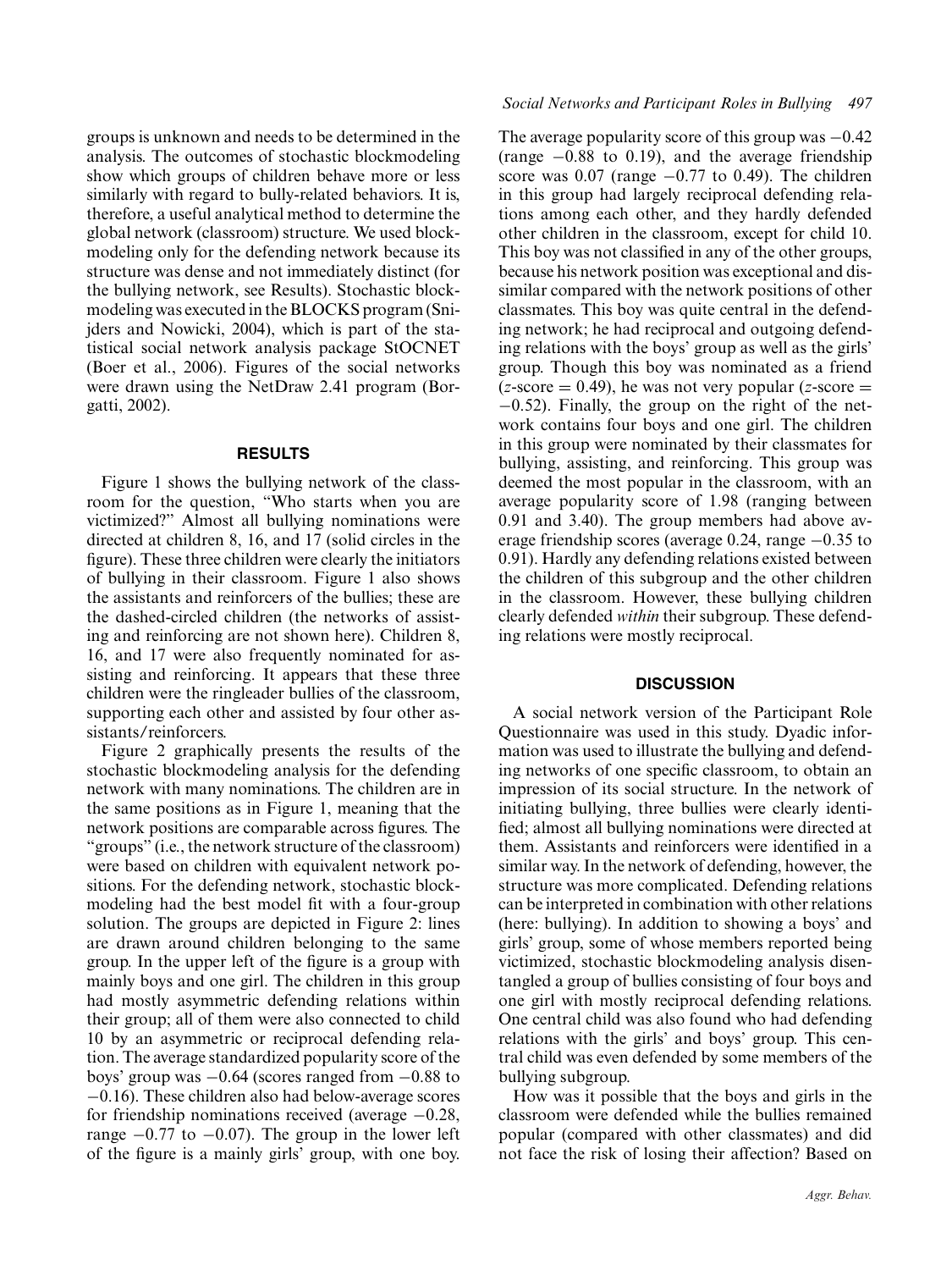groups is unknown and needs to be determined in the analysis. The outcomes of stochastic blockmodeling show which groups of children behave more or less similarly with regard to bully-related behaviors. It is, therefore, a useful analytical method to determine the global network (classroom) structure. We used blockmodeling only for the defending network because its structure was dense and not immediately distinct (for the bullying network, see Results). Stochastic blockmodeling was executed in the BLOCKS program (Snijders and Nowicki, 2004), which is part of the statistical social network analysis package StOCNET (Boer et al., 2006). Figures of the social networks were drawn using the NetDraw 2.41 program (Borgatti, 2002).

## RESULTS

Figure 1 shows the bullying network of the classroom for the question, "Who starts when you are victimized?" Almost all bullying nominations were directed at children 8, 16, and 17 (solid circles in the figure). These three children were clearly the initiators of bullying in their classroom. Figure 1 also shows the assistants and reinforcers of the bullies; these are the dashed-circled children (the networks of assisting and reinforcing are not shown here). Children 8, 16, and 17 were also frequently nominated for assisting and reinforcing. It appears that these three children were the ringleader bullies of the classroom, supporting each other and assisted by four other assistants/reinforcers.

Figure 2 graphically presents the results of the stochastic blockmodeling analysis for the defending network with many nominations. The children are in the same positions as in Figure 1, meaning that the network positions are comparable across figures. The "groups" (i.e., the network structure of the classroom) were based on children with equivalent network positions. For the defending network, stochastic blockmodeling had the best model fit with a four-group solution. The groups are depicted in Figure 2: lines are drawn around children belonging to the same group. In the upper left of the figure is a group with mainly boys and one girl. The children in this group had mostly asymmetric defending relations within their group; all of them were also connected to child 10 by an asymmetric or reciprocal defending relation. The average standardized popularity score of the boys' group was $-0.64$ (scores ranged from $-0.88$ to $-0.16$). These children also had below-average scores for friendship nominations received (average $-0.28$, range $-0.77$ to $-0.07$). The group in the lower left of the figure is a mainly girls' group, with one boy. The average popularity score of this group was $-0.42$ (range $-0.88$ to 0.19), and the average friendship score was 0.07 (range $-0.77$ to 0.49). The children in this group had largely reciprocal defending relations among each other, and they hardly defended other children in the classroom, except for child 10. This boy was not classified in any of the other groups, because his network position was exceptional and dissimilar compared with the network positions of other classmates. This boy was quite central in the defending network; he had reciprocal and outgoing defending relations with the boys' group as well as the girls' group. Though this boy was nominated as a friend ($z$-score $= 0.49$), he was not very popular ($z$-score $= -0.52$). Finally, the group on the right of the network contains four boys and one girl. The children in this group were nominated by their classmates for bullying, assisting, and reinforcing. This group was deemed the most popular in the classroom, with an average popularity score of 1.98 (ranging between 0.91 and 3.40). The group members had above average friendship scores (average 0.24, range $-0.35$ to 0.91). Hardly any defending relations existed between the children of this subgroup and the other children in the classroom. However, these bullying children clearly defended *within* their subgroup. These defending relations were mostly reciprocal.

## DISCUSSION

A social network version of the Participant Role Questionnaire was used in this study. Dyadic information was used to illustrate the bullying and defending networks of one specific classroom, to obtain an impression of its social structure. In the network of initiating bullying, three bullies were clearly identified; almost all bullying nominations were directed at them. Assistants and reinforcers were identified in a similar way. In the network of defending, however, the structure was more complicated. Defending relations can be interpreted in combination with other relations (here: bullying). In addition to showing a boys' and girls' group, some of whose members reported being victimized, stochastic blockmodeling analysis disentangled a group of bullies consisting of four boys and one girl with mostly reciprocal defending relations. One central child was also found who had defending relations with the girls' and boys' group. This central child was even defended by some members of the bullying subgroup.

How was it possible that the boys and girls in the classroom were defended while the bullies remained popular (compared with other classmates) and did not face the risk of losing their affection? Based on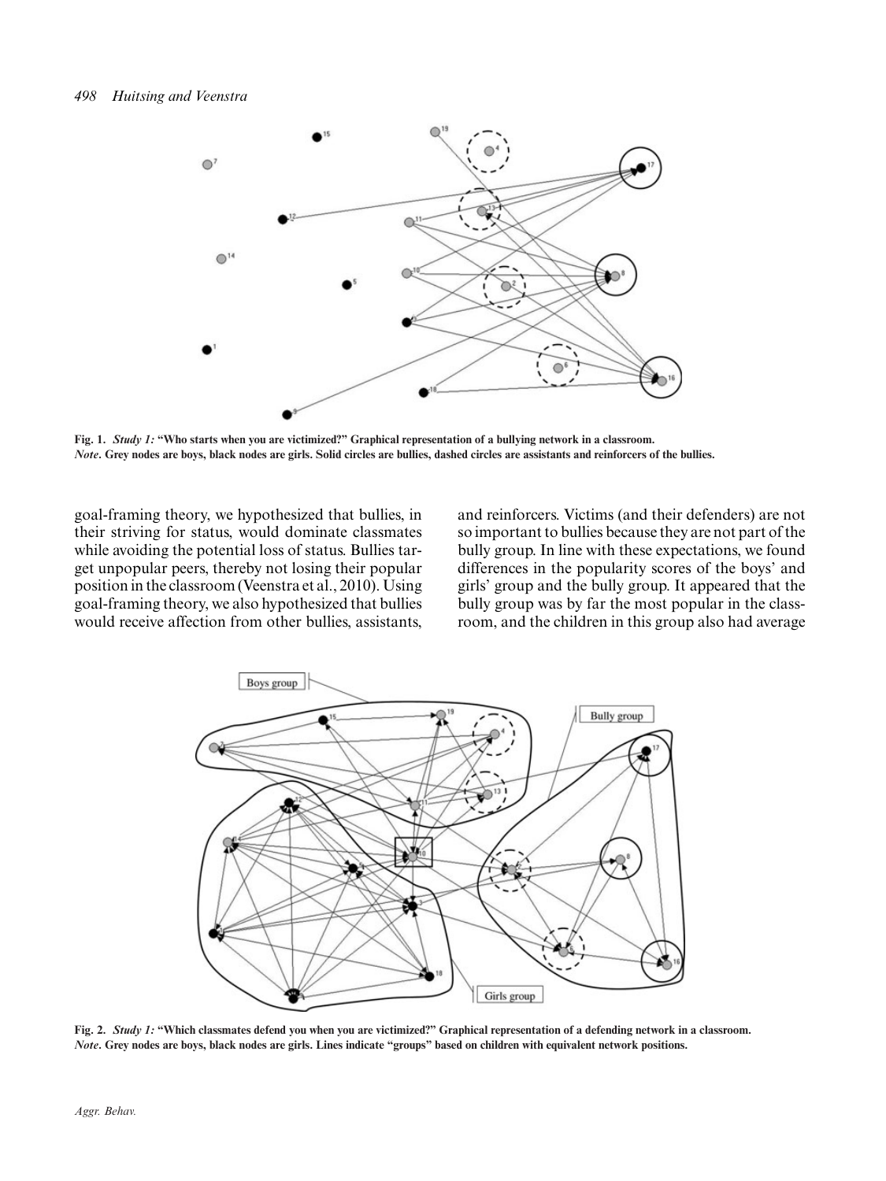**Fig. 1.** ***Study 1:*** **"Who starts when you are victimized?" Graphical representation of a bullying network in a classroom.**
***Note*. Grey nodes are boys, black nodes are girls. Solid circles are bullies, dashed circles are assistants and reinforcers of the bullies.**

goal-framing theory, we hypothesized that bullies, in their striving for status, would dominate classmates while avoiding the potential loss of status. Bullies target unpopular peers, thereby not losing their popular position in the classroom (Veenstra et al., 2010). Using goal-framing theory, we also hypothesized that bullies would receive affection from other bullies, assistants, and reinforcers. Victims (and their defenders) are not so important to bullies because they are not part of the bully group. In line with these expectations, we found differences in the popularity scores of the boys' and girls' group and the bully group. It appeared that the bully group was by far the most popular in the classroom, and the children in this group also had average

**Fig. 2.** ***Study 1:*** **"Which classmates defend you when you are victimized?" Graphical representation of a defending network in a classroom.**
***Note*. Grey nodes are boys, black nodes are girls. Lines indicate "groups" based on children with equivalent network positions.**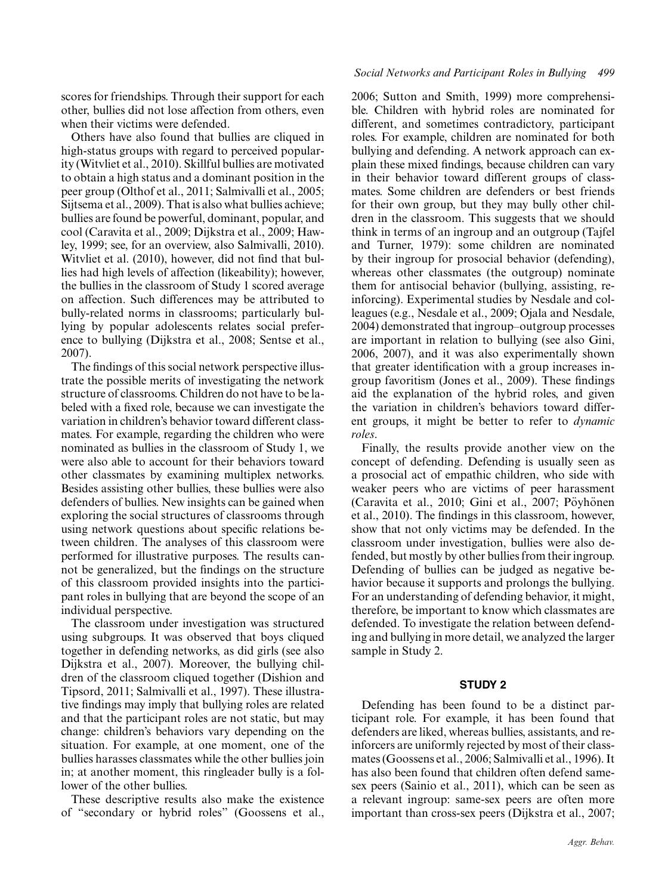scores for friendships. Through their support for each other, bullies did not lose affection from others, even when their victims were defended.

Others have also found that bullies are cliqued in high-status groups with regard to perceived popularity (Witvliet et al., 2010). Skillful bullies are motivated to obtain a high status and a dominant position in the peer group (Olthof et al., 2011; Salmivalli et al., 2005; Sijtsema et al., 2009). That is also what bullies achieve; bullies are found be powerful, dominant, popular, and cool (Caravita et al., 2009; Dijkstra et al., 2009; Hawley, 1999; see, for an overview, also Salmivalli, 2010). Witvliet et al. (2010), however, did not find that bullies had high levels of affection (likeability); however, the bullies in the classroom of Study 1 scored average on affection. Such differences may be attributed to bully-related norms in classrooms; particularly bullying by popular adolescents relates social preference to bullying (Dijkstra et al., 2008; Sentse et al., 2007).

The findings of this social network perspective illustrate the possible merits of investigating the network structure of classrooms. Children do not have to be labeled with a fixed role, because we can investigate the variation in children's behavior toward different classmates. For example, regarding the children who were nominated as bullies in the classroom of Study 1, we were also able to account for their behaviors toward other classmates by examining multiplex networks. Besides assisting other bullies, these bullies were also defenders of bullies. New insights can be gained when exploring the social structures of classrooms through using network questions about specific relations between children. The analyses of this classroom were performed for illustrative purposes. The results cannot be generalized, but the findings on the structure of this classroom provided insights into the participant roles in bullying that are beyond the scope of an individual perspective.

The classroom under investigation was structured using subgroups. It was observed that boys cliqued together in defending networks, as did girls (see also Dijkstra et al., 2007). Moreover, the bullying children of the classroom cliqued together (Dishion and Tipsord, 2011; Salmivalli et al., 1997). These illustrative findings may imply that bullying roles are related and that the participant roles are not static, but may change: children's behaviors vary depending on the situation. For example, at one moment, one of the bullies harasses classmates while the other bullies join in; at another moment, this ringleader bully is a follower of the other bullies.

These descriptive results also make the existence of "secondary or hybrid roles" (Goossens et al., 2006; Sutton and Smith, 1999) more comprehensible. Children with hybrid roles are nominated for different, and sometimes contradictory, participant roles. For example, children are nominated for both bullying and defending. A network approach can explain these mixed findings, because children can vary in their behavior toward different groups of classmates. Some children are defenders or best friends for their own group, but they may bully other children in the classroom. This suggests that we should think in terms of an ingroup and an outgroup (Tajfel and Turner, 1979): some children are nominated by their ingroup for prosocial behavior (defending), whereas other classmates (the outgroup) nominate them for antisocial behavior (bullying, assisting, reinforcing). Experimental studies by Nesdale and colleagues (e.g., Nesdale et al., 2009; Ojala and Nesdale, 2004) demonstrated that ingroup–outgroup processes are important in relation to bullying (see also Gini, 2006, 2007), and it was also experimentally shown that greater identification with a group increases ingroup favoritism (Jones et al., 2009). These findings aid the explanation of the hybrid roles, and given the variation in children's behaviors toward different groups, it might be better to refer to *dynamic roles*.

Finally, the results provide another view on the concept of defending. Defending is usually seen as a prosocial act of empathic children, who side with weaker peers who are victims of peer harassment (Caravita et al., 2010; Gini et al., 2007; Pöyhönen et al., 2010). The findings in this classroom, however, show that not only victims may be defended. In the classroom under investigation, bullies were also defended, but mostly by other bullies from their ingroup. Defending of bullies can be judged as negative behavior because it supports and prolongs the bullying. For an understanding of defending behavior, it might, therefore, be important to know which classmates are defended. To investigate the relation between defending and bullying in more detail, we analyzed the larger sample in Study 2.

## STUDY 2

Defending has been found to be a distinct participant role. For example, it has been found that defenders are liked, whereas bullies, assistants, and reinforcers are uniformly rejected by most of their classmates (Goossens et al., 2006; Salmivalli et al., 1996). It has also been found that children often defend same-sex peers (Sainio et al., 2011), which can be seen as a relevant ingroup: same-sex peers are often more important than cross-sex peers (Dijkstra et al., 2007;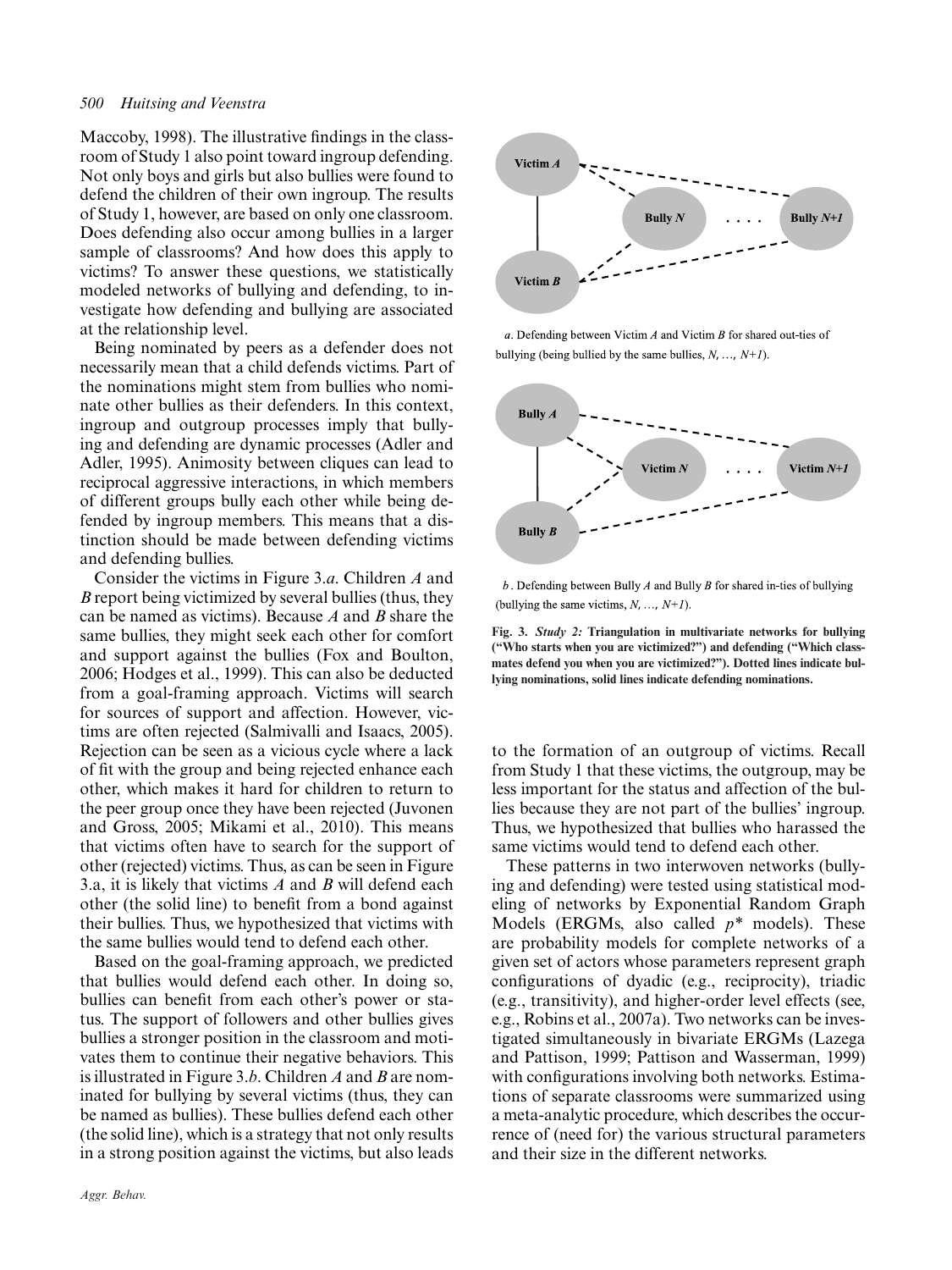Maccoby, 1998). The illustrative findings in the classroom of Study 1 also point toward ingroup defending. Not only boys and girls but also bullies were found to defend the children of their own ingroup. The results of Study 1, however, are based on only one classroom. Does defending also occur among bullies in a larger sample of classrooms? And how does this apply to victims? To answer these questions, we statistically modeled networks of bullying and defending, to investigate how defending and bullying are associated at the relationship level.

Being nominated by peers as a defender does not necessarily mean that a child defends victims. Part of the nominations might stem from bullies who nominate other bullies as their defenders. In this context, ingroup and outgroup processes imply that bullying and defending are dynamic processes (Adler and Adler, 1995). Animosity between cliques can lead to reciprocal aggressive interactions, in which members of different groups bully each other while being defended by ingroup members. This means that a distinction should be made between defending victims and defending bullies.

Consider the victims in Figure 3.*a*. Children *A* and *B* report being victimized by several bullies (thus, they can be named as victims). Because *A* and *B* share the same bullies, they might seek each other for comfort and support against the bullies (Fox and Boulton, 2006; Hodges et al., 1999). This can also be deducted from a goal-framing approach. Victims will search for sources of support and affection. However, victims are often rejected (Salmivalli and Isaacs, 2005). Rejection can be seen as a vicious cycle where a lack of fit with the group and being rejected enhance each other, which makes it hard for children to return to the peer group once they have been rejected (Juvonen and Gross, 2005; Mikami et al., 2010). This means that victims often have to search for the support of other (rejected) victims. Thus, as can be seen in Figure 3.a, it is likely that victims *A* and *B* will defend each other (the solid line) to benefit from a bond against their bullies. Thus, we hypothesized that victims with the same bullies would tend to defend each other.

Based on the goal-framing approach, we predicted that bullies would defend each other. In doing so, bullies can benefit from each other's power or status. The support of followers and other bullies gives bullies a stronger position in the classroom and motivates them to continue their negative behaviors. This is illustrated in Figure 3.*b*. Children *A* and *B* are nominated for bullying by several victims (thus, they can be named as bullies). These bullies defend each other (the solid line), which is a strategy that not only results in a strong position against the victims, but also leads to the formation of an outgroup of victims. Recall from Study 1 that these victims, the outgroup, may be less important for the status and affection of the bullies because they are not part of the bullies' ingroup. Thus, we hypothesized that bullies who harassed the same victims would tend to defend each other.

*a*. Defending between Victim *A* and Victim *B* for shared out-ties of bullying (being bullied by the same bullies, *N*, …, *N+1*).

*b*. Defending between Bully *A* and Bully *B* for shared in-ties of bullying (bullying the same victims, *N*, …, *N+1*).

**Fig. 3.** ***Study 2:*** **Triangulation in multivariate networks for bullying ("Who starts when you are victimized?") and defending ("Which classmates defend you when you are victimized?"). Dotted lines indicate bullying nominations, solid lines indicate defending nominations.**

These patterns in two interwoven networks (bullying and defending) were tested using statistical modeling of networks by Exponential Random Graph Models (ERGMs, also called $p^*$ models). These are probability models for complete networks of a given set of actors whose parameters represent graph configurations of dyadic (e.g., reciprocity), triadic (e.g., transitivity), and higher-order level effects (see, e.g., Robins et al., 2007a). Two networks can be investigated simultaneously in bivariate ERGMs (Lazega and Pattison, 1999; Pattison and Wasserman, 1999) with configurations involving both networks. Estimations of separate classrooms were summarized using a meta-analytic procedure, which describes the occurrence of (need for) the various structural parameters and their size in the different networks.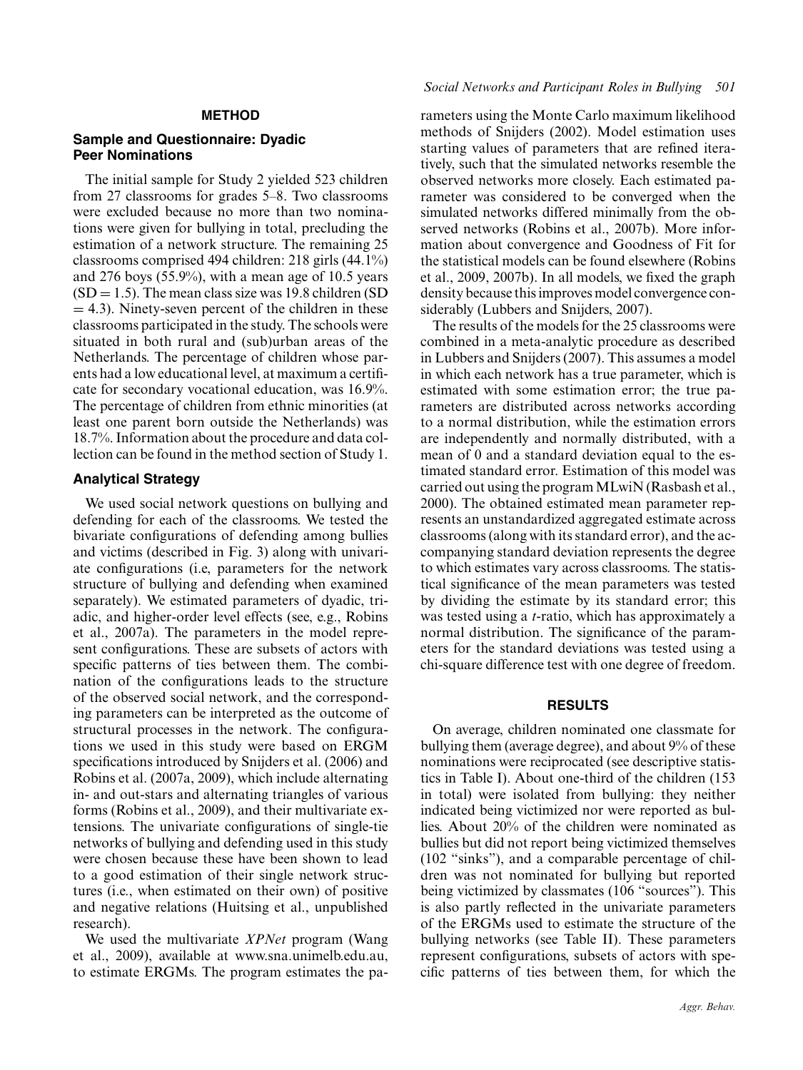## METHOD

### Sample and Questionnaire: Dyadic Peer Nominations

The initial sample for Study 2 yielded 523 children from 27 classrooms for grades 5–8. Two classrooms were excluded because no more than two nominations were given for bullying in total, precluding the estimation of a network structure. The remaining 25 classrooms comprised 494 children: 218 girls (44.1%) and 276 boys (55.9%), with a mean age of 10.5 years (SD = 1.5). The mean class size was 19.8 children (SD = 4.3). Ninety-seven percent of the children in these classrooms participated in the study. The schools were situated in both rural and (sub)urban areas of the Netherlands. The percentage of children whose parents had a low educational level, at maximum a certificate for secondary vocational education, was 16.9%. The percentage of children from ethnic minorities (at least one parent born outside the Netherlands) was 18.7%. Information about the procedure and data collection can be found in the method section of Study 1.

### Analytical Strategy

We used social network questions on bullying and defending for each of the classrooms. We tested the bivariate configurations of defending among bullies and victims (described in Fig. 3) along with univariate configurations (i.e, parameters for the network structure of bullying and defending when examined separately). We estimated parameters of dyadic, triadic, and higher-order level effects (see, e.g., Robins et al., 2007a). The parameters in the model represent configurations. These are subsets of actors with specific patterns of ties between them. The combination of the configurations leads to the structure of the observed social network, and the corresponding parameters can be interpreted as the outcome of structural processes in the network. The configurations we used in this study were based on ERGM specifications introduced by Snijders et al. (2006) and Robins et al. (2007a, 2009), which include alternating in- and out-stars and alternating triangles of various forms (Robins et al., 2009), and their multivariate extensions. The univariate configurations of single-tie networks of bullying and defending used in this study were chosen because these have been shown to lead to a good estimation of their single network structures (i.e., when estimated on their own) of positive and negative relations (Huitsing et al., unpublished research).

We used the multivariate *XPNet* program (Wang et al., 2009), available at www.sna.unimelb.edu.au, to estimate ERGMs. The program estimates the parameters using the Monte Carlo maximum likelihood methods of Snijders (2002). Model estimation uses starting values of parameters that are refined iteratively, such that the simulated networks resemble the observed networks more closely. Each estimated parameter was considered to be converged when the simulated networks differed minimally from the observed networks (Robins et al., 2007b). More information about convergence and Goodness of Fit for the statistical models can be found elsewhere (Robins et al., 2009, 2007b). In all models, we fixed the graph density because this improves model convergence considerably (Lubbers and Snijders, 2007).

The results of the models for the 25 classrooms were combined in a meta-analytic procedure as described in Lubbers and Snijders (2007). This assumes a model in which each network has a true parameter, which is estimated with some estimation error; the true parameters are distributed across networks according to a normal distribution, while the estimation errors are independently and normally distributed, with a mean of 0 and a standard deviation equal to the estimated standard error. Estimation of this model was carried out using the program MLwiN (Rasbash et al., 2000). The obtained estimated mean parameter represents an unstandardized aggregated estimate across classrooms (along with its standard error), and the accompanying standard deviation represents the degree to which estimates vary across classrooms. The statistical significance of the mean parameters was tested by dividing the estimate by its standard error; this was tested using a *t*-ratio, which has approximately a normal distribution. The significance of the parameters for the standard deviations was tested using a chi-square difference test with one degree of freedom.

## RESULTS

On average, children nominated one classmate for bullying them (average degree), and about 9% of these nominations were reciprocated (see descriptive statistics in Table I). About one-third of the children (153 in total) were isolated from bullying: they neither indicated being victimized nor were reported as bullies. About 20% of the children were nominated as bullies but did not report being victimized themselves (102 "sinks"), and a comparable percentage of children was not nominated for bullying but reported being victimized by classmates (106 "sources"). This is also partly reflected in the univariate parameters of the ERGMs used to estimate the structure of the bullying networks (see Table II). These parameters represent configurations, subsets of actors with specific patterns of ties between them, for which the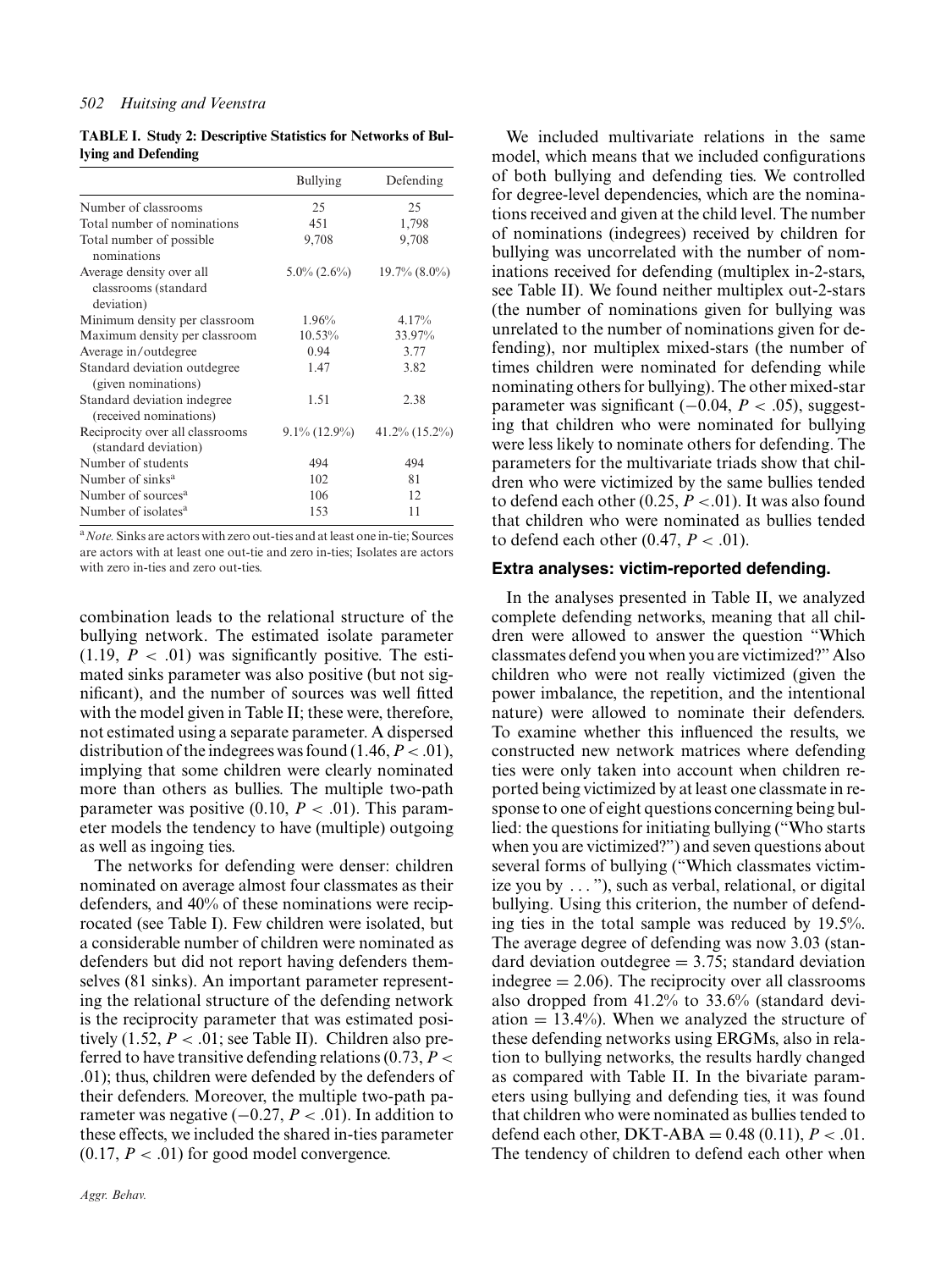**TABLE I. Study 2: Descriptive Statistics for Networks of Bullying and Defending**

| | Bullying | Defending |
|---|---|---|
| Number of classrooms | 25 | 25 |
| Total number of nominations | 451 | 1,798 |
| Total number of possible nominations | 9,708 | 9,708 |
| Average density over all classrooms (standard deviation) | 5.0% (2.6%) | 19.7% (8.0%) |
| Minimum density per classroom | 1.96% | 4.17% |
| Maximum density per classroom | 10.53% | 33.97% |
| Average in/outdegree | 0.94 | 3.77 |
| Standard deviation outdegree (given nominations) | 1.47 | 3.82 |
| Standard deviation indegree (received nominations) | 1.51 | 2.38 |
| Reciprocity over all classrooms (standard deviation) | 9.1% (12.9%) | 41.2% (15.2%) |
| Number of students | 494 | 494 |
| Number of sinks[a] | 102 | 81 |
| Number of sources[a] | 106 | 12 |
| Number of isolates[a] | 153 | 11 |

[a] *Note.* Sinks are actors with zero out-ties and at least one in-tie; Sources are actors with at least one out-tie and zero in-ties; Isolates are actors with zero in-ties and zero out-ties.

combination leads to the relational structure of the bullying network. The estimated isolate parameter (1.19, $P < .01$) was significantly positive. The estimated sinks parameter was also positive (but not significant), and the number of sources was well fitted with the model given in Table II; these were, therefore, not estimated using a separate parameter. A dispersed distribution of the indegrees was found (1.46, $P < .01$), implying that some children were clearly nominated more than others as bullies. The multiple two-path parameter was positive (0.10, $P < .01$). This parameter models the tendency to have (multiple) outgoing as well as ingoing ties.

The networks for defending were denser: children nominated on average almost four classmates as their defenders, and 40% of these nominations were reciprocated (see Table I). Few children were isolated, but a considerable number of children were nominated as defenders but did not report having defenders themselves (81 sinks). An important parameter representing the relational structure of the defending network is the reciprocity parameter that was estimated positively (1.52, $P < .01$; see Table II). Children also preferred to have transitive defending relations (0.73, $P < .01$); thus, children were defended by the defenders of their defenders. Moreover, the multiple two-path parameter was negative ($-0.27$, $P < .01$). In addition to these effects, we included the shared in-ties parameter (0.17, $P < .01$) for good model convergence.

We included multivariate relations in the same model, which means that we included configurations of both bullying and defending ties. We controlled for degree-level dependencies, which are the nominations received and given at the child level. The number of nominations (indegrees) received by children for bullying was uncorrelated with the number of nominations received for defending (multiplex in-2-stars, see Table II). We found neither multiplex out-2-stars (the number of nominations given for bullying was unrelated to the number of nominations given for defending), nor multiplex mixed-stars (the number of times children were nominated for defending while nominating others for bullying). The other mixed-star parameter was significant ($-0.04$, $P < .05$), suggesting that children who were nominated for bullying were less likely to nominate others for defending. The parameters for the multivariate triads show that children who were victimized by the same bullies tended to defend each other (0.25, $P < .01$). It was also found that children who were nominated as bullies tended to defend each other (0.47, $P < .01$).

### Extra analyses: victim-reported defending.

In the analyses presented in Table II, we analyzed complete defending networks, meaning that all children were allowed to answer the question "Which classmates defend you when you are victimized?" Also children who were not really victimized (given the power imbalance, the repetition, and the intentional nature) were allowed to nominate their defenders. To examine whether this influenced the results, we constructed new network matrices where defending ties were only taken into account when children reported being victimized by at least one classmate in response to one of eight questions concerning being bullied: the questions for initiating bullying ("Who starts when you are victimized?") and seven questions about several forms of bullying ("Which classmates victimize you by ... "), such as verbal, relational, or digital bullying. Using this criterion, the number of defending ties in the total sample was reduced by 19.5%. The average degree of defending was now 3.03 (standard deviation outdegree = 3.75; standard deviation indegree = 2.06). The reciprocity over all classrooms also dropped from 41.2% to 33.6% (standard deviation = 13.4%). When we analyzed the structure of these defending networks using ERGMs, also in relation to bullying networks, the results hardly changed as compared with Table II. In the bivariate parameters using bullying and defending ties, it was found that children who were nominated as bullies tended to defend each other, DKT-ABA = 0.48 (0.11), $P < .01$. The tendency of children to defend each other when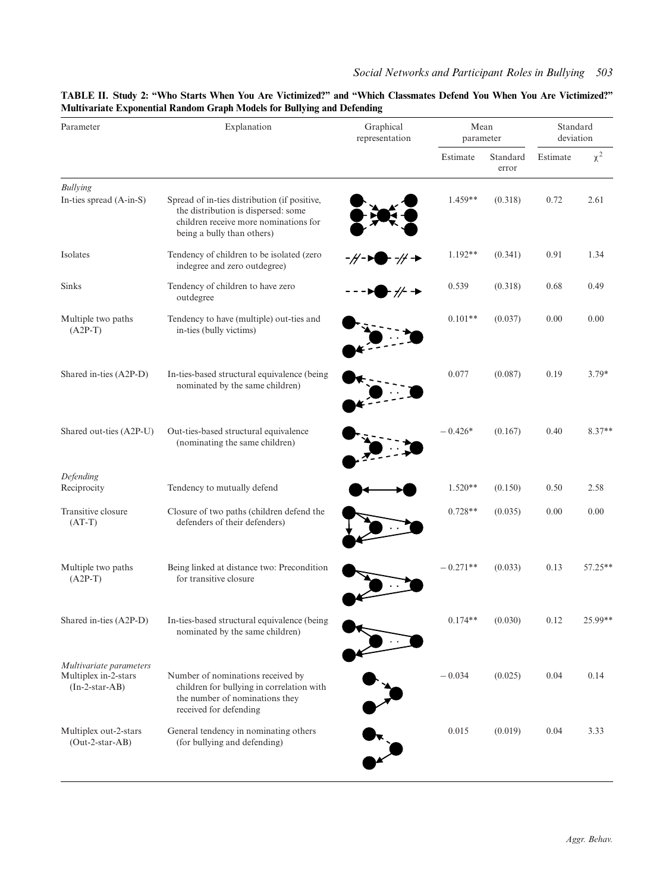**TABLE II. Study 2: "Who Starts When You Are Victimized?" and "Which Classmates Defend You When You Are Victimized?" Multivariate Exponential Random Graph Models for Bullying and Defending**

| Parameter | Explanation | Graphical representation | Mean parameter | | Standard deviation | |
|---|---|---|---|---|---|---|
| | | | Estimate | Standard error | Estimate | $\chi^2$ |
| *Bullying* | | | | | | |
| In-ties spread (A-in-S) | Spread of in-ties distribution (if positive, the distribution is dispersed: some children receive more nominations for being a bully than others) | | 1.459** | (0.318) | 0.72 | 2.61 |
| Isolates | Tendency of children to be isolated (zero indegree and zero outdegree) | | 1.192** | (0.341) | 0.91 | 1.34 |
| Sinks | Tendency of children to have zero outdegree | | 0.539 | (0.318) | 0.68 | 0.49 |
| Multiple two paths (A2P-T) | Tendency to have (multiple) out-ties and in-ties (bully victims) | | 0.101** | (0.037) | 0.00 | 0.00 |
| Shared in-ties (A2P-D) | In-ties-based structural equivalence (being nominated by the same children) | | 0.077 | (0.087) | 0.19 | 3.79* |
| Shared out-ties (A2P-U) | Out-ties-based structural equivalence (nominating the same children) | | − 0.426* | (0.167) | 0.40 | 8.37** |
| *Defending* | | | | | | |
| Reciprocity | Tendency to mutually defend | | 1.520** | (0.150) | 0.50 | 2.58 |
| Transitive closure (AT-T) | Closure of two paths (children defend the defenders of their defenders) | | 0.728** | (0.035) | 0.00 | 0.00 |
| Multiple two paths (A2P-T) | Being linked at distance two: Precondition for transitive closure | | − 0.271** | (0.033) | 0.13 | 57.25** |
| Shared in-ties (A2P-D) | In-ties-based structural equivalence (being nominated by the same children) | | 0.174** | (0.030) | 0.12 | 25.99** |
| *Multivariate parameters* | | | | | | |
| Multiplex in-2-stars (In-2-star-AB) | Number of nominations received by children for bullying in correlation with the number of nominations they received for defending | | − 0.034 | (0.025) | 0.04 | 0.14 |
| Multiplex out-2-stars (Out-2-star-AB) | General tendency in nominating others (for bullying and defending) | | 0.015 | (0.019) | 0.04 | 3.33 |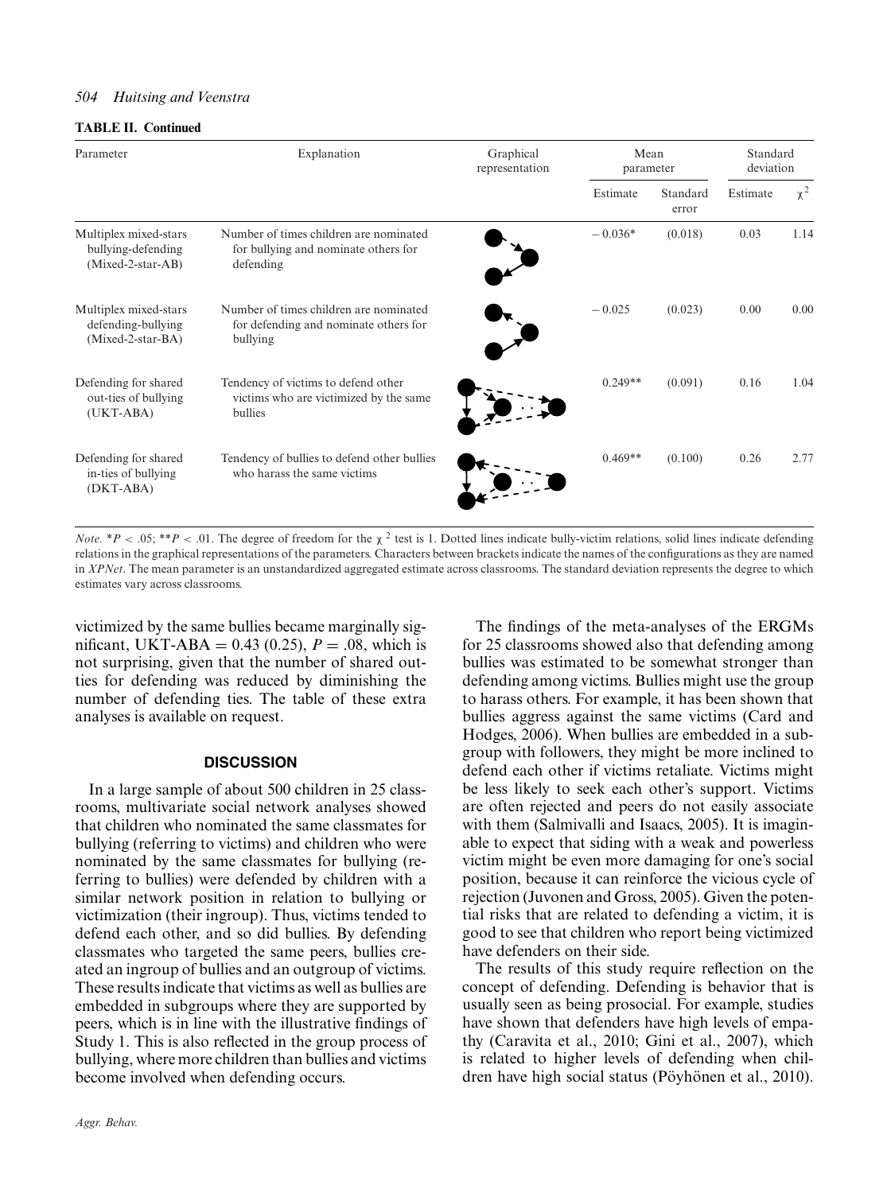**TABLE II. Continued**

| Parameter | Explanation | Graphical representation | Mean parameter | | Standard deviation | |
|---|---|---|---|---|---|---|
| | | | Estimate | Standard error | Estimate | $\chi^2$ |
| Multiplex mixed-stars bullying-defending (Mixed-2-star-AB) | Number of times children are nominated for bullying and nominate others for defending | | −0.036* | (0.018) | 0.03 | 1.14 |
| Multiplex mixed-stars defending-bullying (Mixed-2-star-BA) | Number of times children are nominated for defending and nominate others for bullying | | −0.025 | (0.023) | 0.00 | 0.00 |
| Defending for shared out-ties of bullying (UKT-ABA) | Tendency of victims to defend other victims who are victimized by the same bullies | | 0.249** | (0.091) | 0.16 | 1.04 |
| Defending for shared in-ties of bullying (DKT-ABA) | Tendency of bullies to defend other bullies who harass the same victims | | 0.469** | (0.100) | 0.26 | 2.77 |

*Note*. $^{*}P < .05$; $^{**}P < .01$. The degree of freedom for the $\chi^2$ test is 1. Dotted lines indicate bully-victim relations, solid lines indicate defending relations in the graphical representations of the parameters. Characters between brackets indicate the names of the configurations as they are named in *XPNet*. The mean parameter is an unstandardized aggregated estimate across classrooms. The standard deviation represents the degree to which estimates vary across classrooms.

victimized by the same bullies became marginally significant, UKT-ABA = 0.43 (0.25), $P = .08$, which is not surprising, given that the number of shared out-ties for defending was reduced by diminishing the number of defending ties. The table of these extra analyses is available on request.

## DISCUSSION

In a large sample of about 500 children in 25 classrooms, multivariate social network analyses showed that children who nominated the same classmates for bullying (referring to victims) and children who were nominated by the same classmates for bullying (referring to bullies) were defended by children with a similar network position in relation to bullying or victimization (their ingroup). Thus, victims tended to defend each other, and so did bullies. By defending classmates who targeted the same peers, bullies created an ingroup of bullies and an outgroup of victims. These results indicate that victims as well as bullies are embedded in subgroups where they are supported by peers, which is in line with the illustrative findings of Study 1. This is also reflected in the group process of bullying, where more children than bullies and victims become involved when defending occurs.

The findings of the meta-analyses of the ERGMs for 25 classrooms showed also that defending among bullies was estimated to be somewhat stronger than defending among victims. Bullies might use the group to harass others. For example, it has been shown that bullies aggress against the same victims (Card and Hodges, 2006). When bullies are embedded in a subgroup with followers, they might be more inclined to defend each other if victims retaliate. Victims might be less likely to seek each other's support. Victims are often rejected and peers do not easily associate with them (Salmivalli and Isaacs, 2005). It is imaginable to expect that siding with a weak and powerless victim might be even more damaging for one's social position, because it can reinforce the vicious cycle of rejection (Juvonen and Gross, 2005). Given the potential risks that are related to defending a victim, it is good to see that children who report being victimized have defenders on their side.

The results of this study require reflection on the concept of defending. Defending is behavior that is usually seen as being prosocial. For example, studies have shown that defenders have high levels of empathy (Caravita et al., 2010; Gini et al., 2007), which is related to higher levels of defending when children have high social status (Pöyhönen et al., 2010).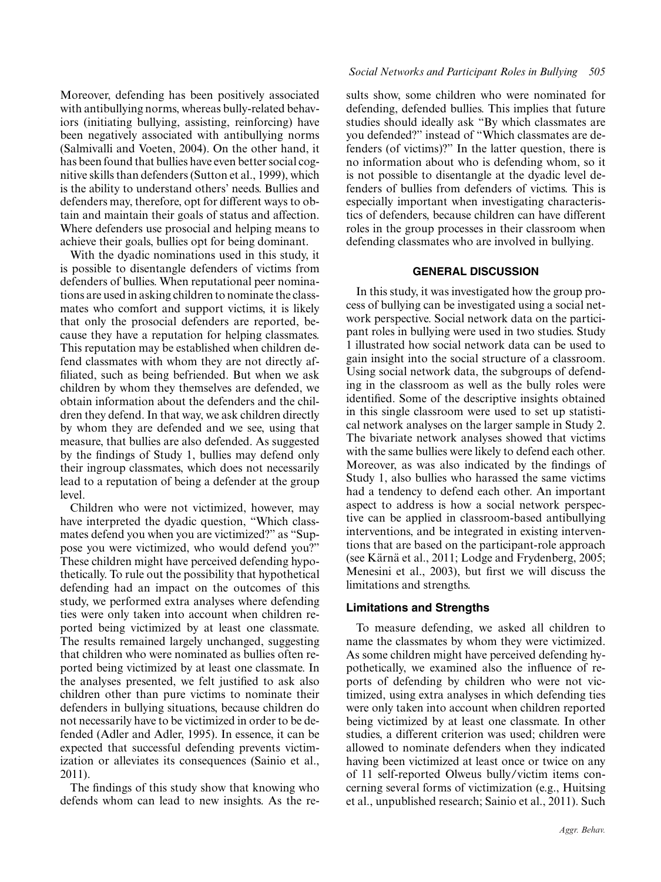Moreover, defending has been positively associated with antibullying norms, whereas bully-related behaviors (initiating bullying, assisting, reinforcing) have been negatively associated with antibullying norms (Salmivalli and Voeten, 2004). On the other hand, it has been found that bullies have even better social cognitive skills than defenders (Sutton et al., 1999), which is the ability to understand others' needs. Bullies and defenders may, therefore, opt for different ways to obtain and maintain their goals of status and affection. Where defenders use prosocial and helping means to achieve their goals, bullies opt for being dominant.

With the dyadic nominations used in this study, it is possible to disentangle defenders of victims from defenders of bullies. When reputational peer nominations are used in asking children to nominate the classmates who comfort and support victims, it is likely that only the prosocial defenders are reported, because they have a reputation for helping classmates. This reputation may be established when children defend classmates with whom they are not directly affiliated, such as being befriended. But when we ask children by whom they themselves are defended, we obtain information about the defenders and the children they defend. In that way, we ask children directly by whom they are defended and we see, using that measure, that bullies are also defended. As suggested by the findings of Study 1, bullies may defend only their ingroup classmates, which does not necessarily lead to a reputation of being a defender at the group level.

Children who were not victimized, however, may have interpreted the dyadic question, "Which classmates defend you when you are victimized?" as "Suppose you were victimized, who would defend you?" These children might have perceived defending hypothetically. To rule out the possibility that hypothetical defending had an impact on the outcomes of this study, we performed extra analyses where defending ties were only taken into account when children reported being victimized by at least one classmate. The results remained largely unchanged, suggesting that children who were nominated as bullies often reported being victimized by at least one classmate. In the analyses presented, we felt justified to ask also children other than pure victims to nominate their defenders in bullying situations, because children do not necessarily have to be victimized in order to be defended (Adler and Adler, 1995). In essence, it can be expected that successful defending prevents victimization or alleviates its consequences (Sainio et al., 2011).

The findings of this study show that knowing who defends whom can lead to new insights. As the results show, some children who were nominated for defending, defended bullies. This implies that future studies should ideally ask "By which classmates are you defended?" instead of "Which classmates are defenders (of victims)?" In the latter question, there is no information about who is defending whom, so it is not possible to disentangle at the dyadic level defenders of bullies from defenders of victims. This is especially important when investigating characteristics of defenders, because children can have different roles in the group processes in their classroom when defending classmates who are involved in bullying.

## GENERAL DISCUSSION

In this study, it was investigated how the group process of bullying can be investigated using a social network perspective. Social network data on the participant roles in bullying were used in two studies. Study 1 illustrated how social network data can be used to gain insight into the social structure of a classroom. Using social network data, the subgroups of defending in the classroom as well as the bully roles were identified. Some of the descriptive insights obtained in this single classroom were used to set up statistical network analyses on the larger sample in Study 2. The bivariate network analyses showed that victims with the same bullies were likely to defend each other. Moreover, as was also indicated by the findings of Study 1, also bullies who harassed the same victims had a tendency to defend each other. An important aspect to address is how a social network perspective can be applied in classroom-based antibullying interventions, and be integrated in existing interventions that are based on the participant-role approach (see Kärnä et al., 2011; Lodge and Frydenberg, 2005; Menesini et al., 2003), but first we will discuss the limitations and strengths.

### Limitations and Strengths

To measure defending, we asked all children to name the classmates by whom they were victimized. As some children might have perceived defending hypothetically, we examined also the influence of reports of defending by children who were not victimized, using extra analyses in which defending ties were only taken into account when children reported being victimized by at least one classmate. In other studies, a different criterion was used; children were allowed to nominate defenders when they indicated having been victimized at least once or twice on any of 11 self-reported Olweus bully/victim items concerning several forms of victimization (e.g., Huitsing et al., unpublished research; Sainio et al., 2011). Such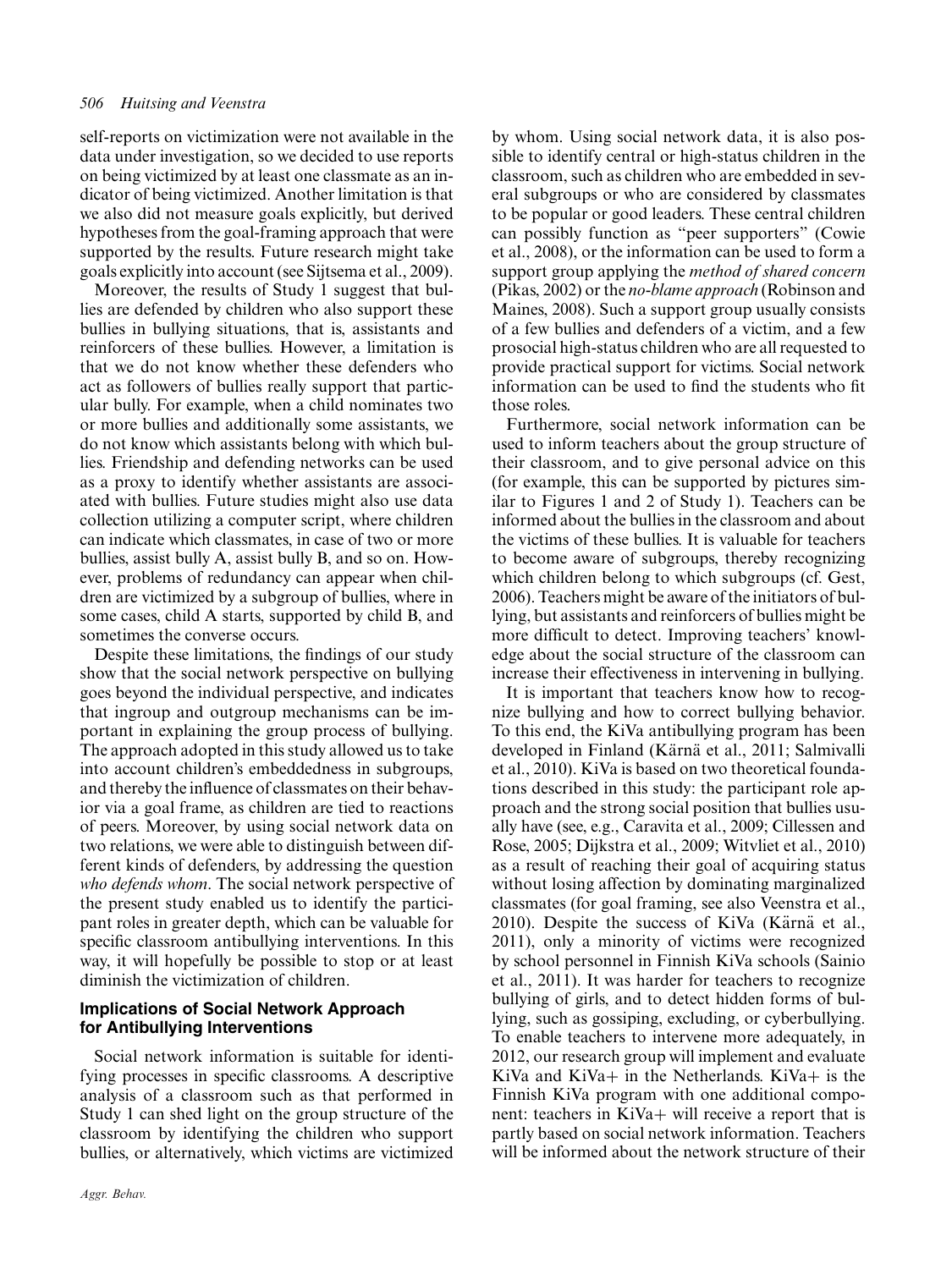self-reports on victimization were not available in the data under investigation, so we decided to use reports on being victimized by at least one classmate as an indicator of being victimized. Another limitation is that we also did not measure goals explicitly, but derived hypotheses from the goal-framing approach that were supported by the results. Future research might take goals explicitly into account (see Sijtsema et al., 2009).

Moreover, the results of Study 1 suggest that bullies are defended by children who also support these bullies in bullying situations, that is, assistants and reinforcers of these bullies. However, a limitation is that we do not know whether these defenders who act as followers of bullies really support that particular bully. For example, when a child nominates two or more bullies and additionally some assistants, we do not know which assistants belong with which bullies. Friendship and defending networks can be used as a proxy to identify whether assistants are associated with bullies. Future studies might also use data collection utilizing a computer script, where children can indicate which classmates, in case of two or more bullies, assist bully A, assist bully B, and so on. However, problems of redundancy can appear when children are victimized by a subgroup of bullies, where in some cases, child A starts, supported by child B, and sometimes the converse occurs.

Despite these limitations, the findings of our study show that the social network perspective on bullying goes beyond the individual perspective, and indicates that ingroup and outgroup mechanisms can be important in explaining the group process of bullying. The approach adopted in this study allowed us to take into account children's embeddedness in subgroups, and thereby the influence of classmates on their behavior via a goal frame, as children are tied to reactions of peers. Moreover, by using social network data on two relations, we were able to distinguish between different kinds of defenders, by addressing the question *who defends whom*. The social network perspective of the present study enabled us to identify the participant roles in greater depth, which can be valuable for specific classroom antibullying interventions. In this way, it will hopefully be possible to stop or at least diminish the victimization of children.

## Implications of Social Network Approach for Antibullying Interventions

Social network information is suitable for identifying processes in specific classrooms. A descriptive analysis of a classroom such as that performed in Study 1 can shed light on the group structure of the classroom by identifying the children who support bullies, or alternatively, which victims are victimized by whom. Using social network data, it is also possible to identify central or high-status children in the classroom, such as children who are embedded in several subgroups or who are considered by classmates to be popular or good leaders. These central children can possibly function as "peer supporters" (Cowie et al., 2008), or the information can be used to form a support group applying the *method of shared concern* (Pikas, 2002) or the *no-blame approach* (Robinson and Maines, 2008). Such a support group usually consists of a few bullies and defenders of a victim, and a few prosocial high-status children who are all requested to provide practical support for victims. Social network information can be used to find the students who fit those roles.

Furthermore, social network information can be used to inform teachers about the group structure of their classroom, and to give personal advice on this (for example, this can be supported by pictures similar to Figures 1 and 2 of Study 1). Teachers can be informed about the bullies in the classroom and about the victims of these bullies. It is valuable for teachers to become aware of subgroups, thereby recognizing which children belong to which subgroups (cf. Gest, 2006). Teachers might be aware of the initiators of bullying, but assistants and reinforcers of bullies might be more difficult to detect. Improving teachers' knowledge about the social structure of the classroom can increase their effectiveness in intervening in bullying.

It is important that teachers know how to recognize bullying and how to correct bullying behavior. To this end, the KiVa antibullying program has been developed in Finland (Kärnä et al., 2011; Salmivalli et al., 2010). KiVa is based on two theoretical foundations described in this study: the participant role approach and the strong social position that bullies usually have (see, e.g., Caravita et al., 2009; Cillessen and Rose, 2005; Dijkstra et al., 2009; Witvliet et al., 2010) as a result of reaching their goal of acquiring status without losing affection by dominating marginalized classmates (for goal framing, see also Veenstra et al., 2010). Despite the success of KiVa (Kärnä et al., 2011), only a minority of victims were recognized by school personnel in Finnish KiVa schools (Sainio et al., 2011). It was harder for teachers to recognize bullying of girls, and to detect hidden forms of bullying, such as gossiping, excluding, or cyberbullying. To enable teachers to intervene more adequately, in 2012, our research group will implement and evaluate KiVa and KiVa+ in the Netherlands. KiVa+ is the Finnish KiVa program with one additional component: teachers in KiVa+ will receive a report that is partly based on social network information. Teachers will be informed about the network structure of their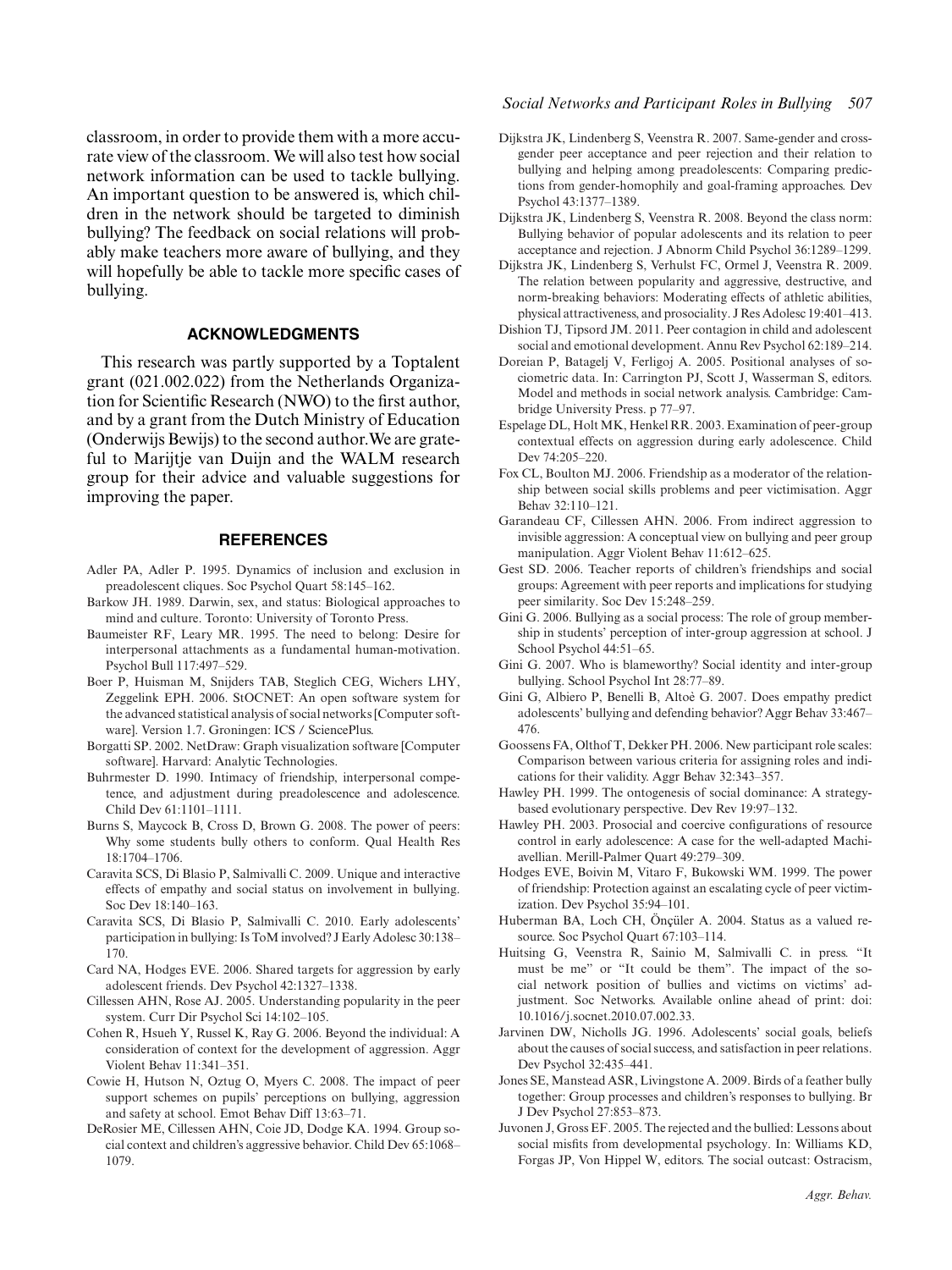classroom, in order to provide them with a more accurate view of the classroom. We will also test how social network information can be used to tackle bullying. An important question to be answered is, which children in the network should be targeted to diminish bullying? The feedback on social relations will probably make teachers more aware of bullying, and they will hopefully be able to tackle more specific cases of bullying.

## ACKNOWLEDGMENTS

This research was partly supported by a Toptalent grant (021.002.022) from the Netherlands Organization for Scientific Research (NWO) to the first author, and by a grant from the Dutch Ministry of Education (Onderwijs Bewijs) to the second author. We are grateful to Marijtje van Duijn and the WALM research group for their advice and valuable suggestions for improving the paper.

## REFERENCES

Adler PA, Adler P. 1995. Dynamics of inclusion and exclusion in preadolescent cliques. Soc Psychol Quart 58:145–162.

Barkow JH. 1989. Darwin, sex, and status: Biological approaches to mind and culture. Toronto: University of Toronto Press.

Baumeister RF, Leary MR. 1995. The need to belong: Desire for interpersonal attachments as a fundamental human-motivation. Psychol Bull 117:497–529.

Boer P, Huisman M, Snijders TAB, Steglich CEG, Wichers LHY, Zeggelink EPH. 2006. StOCNET: An open software system for the advanced statistical analysis of social networks [Computer software]. Version 1.7. Groningen: ICS / SciencePlus.

Borgatti SP. 2002. NetDraw: Graph visualization software [Computer software]. Harvard: Analytic Technologies.

Buhrmester D. 1990. Intimacy of friendship, interpersonal competence, and adjustment during preadolescence and adolescence. Child Dev 61:1101–1111.

Burns S, Maycock B, Cross D, Brown G. 2008. The power of peers: Why some students bully others to conform. Qual Health Res 18:1704–1706.

Caravita SCS, Di Blasio P, Salmivalli C. 2009. Unique and interactive effects of empathy and social status on involvement in bullying. Soc Dev 18:140–163.

Caravita SCS, Di Blasio P, Salmivalli C. 2010. Early adolescents' participation in bullying: Is ToM involved? J Early Adolesc 30:138–170.

Card NA, Hodges EVE. 2006. Shared targets for aggression by early adolescent friends. Dev Psychol 42:1327–1338.

Cillessen AHN, Rose AJ. 2005. Understanding popularity in the peer system. Curr Dir Psychol Sci 14:102–105.

Cohen R, Hsueh Y, Russel K, Ray G. 2006. Beyond the individual: A consideration of context for the development of aggression. Aggr Violent Behav 11:341–351.

Cowie H, Hutson N, Oztug O, Myers C. 2008. The impact of peer support schemes on pupils' perceptions on bullying, aggression and safety at school. Emot Behav Diff 13:63–71.

DeRosier ME, Cillessen AHN, Coie JD, Dodge KA. 1994. Group social context and children's aggressive behavior. Child Dev 65:1068–1079.

Dijkstra JK, Lindenberg S, Veenstra R. 2007. Same-gender and cross-gender peer acceptance and peer rejection and their relation to bullying and helping among preadolescents: Comparing predictions from gender-homophily and goal-framing approaches. Dev Psychol 43:1377–1389.

Dijkstra JK, Lindenberg S, Veenstra R. 2008. Beyond the class norm: Bullying behavior of popular adolescents and its relation to peer acceptance and rejection. J Abnorm Child Psychol 36:1289–1299.

Dijkstra JK, Lindenberg S, Verhulst FC, Ormel J, Veenstra R. 2009. The relation between popularity and aggressive, destructive, and norm-breaking behaviors: Moderating effects of athletic abilities, physical attractiveness, and prosociality. J Res Adolesc 19:401–413.

Dishion TJ, Tipsord JM. 2011. Peer contagion in child and adolescent social and emotional development. Annu Rev Psychol 62:189–214.

Doreian P, Batagelj V, Ferligoj A. 2005. Positional analyses of sociometric data. In: Carrington PJ, Scott J, Wasserman S, editors. Model and methods in social network analysis. Cambridge: Cambridge University Press. p 77–97.

Espelage DL, Holt MK, Henkel RR. 2003. Examination of peer-group contextual effects on aggression during early adolescence. Child Dev 74:205–220.

Fox CL, Boulton MJ. 2006. Friendship as a moderator of the relationship between social skills problems and peer victimisation. Aggr Behav 32:110–121.

Garandeau CF, Cillessen AHN. 2006. From indirect aggression to invisible aggression: A conceptual view on bullying and peer group manipulation. Aggr Violent Behav 11:612–625.

Gest SD. 2006. Teacher reports of children's friendships and social groups: Agreement with peer reports and implications for studying peer similarity. Soc Dev 15:248–259.

Gini G. 2006. Bullying as a social process: The role of group membership in students' perception of inter-group aggression at school. J School Psychol 44:51–65.

Gini G. 2007. Who is blameworthy? Social identity and inter-group bullying. School Psychol Int 28:77–89.

Gini G, Albiero P, Benelli B, Altoè G. 2007. Does empathy predict adolescents' bullying and defending behavior? Aggr Behav 33:467–476.

Goossens FA, Olthof T, Dekker PH. 2006. New participant role scales: Comparison between various criteria for assigning roles and indications for their validity. Aggr Behav 32:343–357.

Hawley PH. 1999. The ontogenesis of social dominance: A strategy-based evolutionary perspective. Dev Rev 19:97–132.

Hawley PH. 2003. Prosocial and coercive configurations of resource control in early adolescence: A case for the well-adapted Machiavellian. Merill-Palmer Quart 49:279–309.

Hodges EVE, Boivin M, Vitaro F, Bukowski WM. 1999. The power of friendship: Protection against an escalating cycle of peer victimization. Dev Psychol 35:94–101.

Huberman BA, Loch CH, Önçüler A. 2004. Status as a valued resource. Soc Psychol Quart 67:103–114.

Huitsing G, Veenstra R, Sainio M, Salmivalli C. in press. "It must be me" or "It could be them". The impact of the social network position of bullies and victims on victims' adjustment. Soc Networks. Available online ahead of print: doi: 10.1016/j.socnet.2010.07.002.33.

Jarvinen DW, Nicholls JG. 1996. Adolescents' social goals, beliefs about the causes of social success, and satisfaction in peer relations. Dev Psychol 32:435–441.

Jones SE, Manstead ASR, Livingstone A. 2009. Birds of a feather bully together: Group processes and children's responses to bullying. Br J Dev Psychol 27:853–873.

Juvonen J, Gross EF. 2005. The rejected and the bullied: Lessons about social misfits from developmental psychology. In: Williams KD, Forgas JP, Von Hippel W, editors. The social outcast: Ostracism,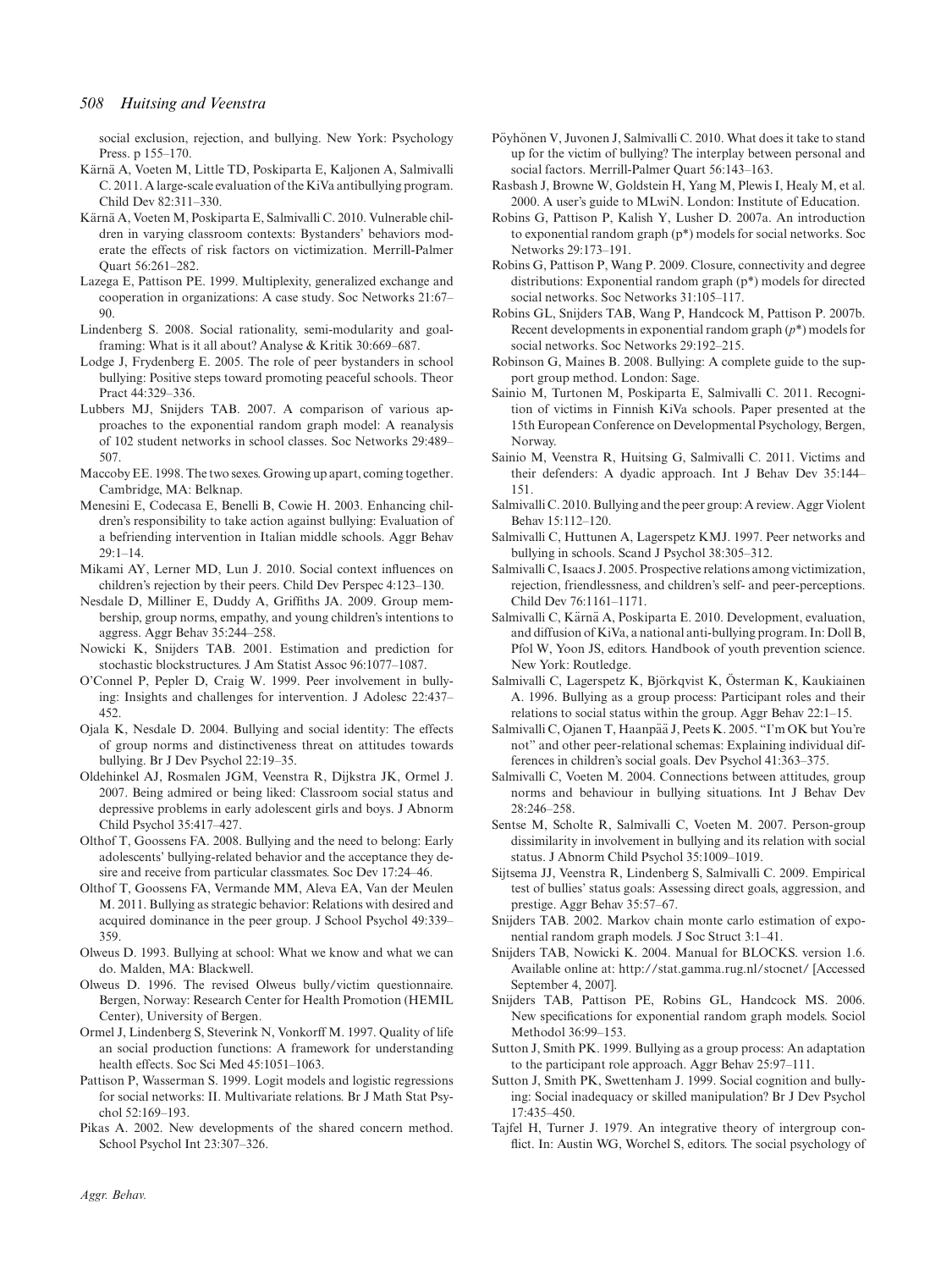social exclusion, rejection, and bullying. New York: Psychology Press. p 155–170.

Kärnä A, Voeten M, Little TD, Poskiparta E, Kaljonen A, Salmivalli C. 2011. A large-scale evaluation of the KiVa antibullying program. Child Dev 82:311–330.

Kärnä A, Voeten M, Poskiparta E, Salmivalli C. 2010. Vulnerable children in varying classroom contexts: Bystanders' behaviors moderate the effects of risk factors on victimization. Merrill-Palmer Quart 56:261–282.

Lazega E, Pattison PE. 1999. Multiplexity, generalized exchange and cooperation in organizations: A case study. Soc Networks 21:67–90.

Lindenberg S. 2008. Social rationality, semi-modularity and goal-framing: What is it all about? Analyse & Kritik 30:669–687.

Lodge J, Frydenberg E. 2005. The role of peer bystanders in school bullying: Positive steps toward promoting peaceful schools. Theor Pract 44:329–336.

Lubbers MJ, Snijders TAB. 2007. A comparison of various approaches to the exponential random graph model: A reanalysis of 102 student networks in school classes. Soc Networks 29:489–507.

Maccoby EE. 1998. The two sexes. Growing up apart, coming together. Cambridge, MA: Belknap.

Menesini E, Codecasa E, Benelli B, Cowie H. 2003. Enhancing children's responsibility to take action against bullying: Evaluation of a befriending intervention in Italian middle schools. Aggr Behav 29:1–14.

Mikami AY, Lerner MD, Lun J. 2010. Social context influences on children's rejection by their peers. Child Dev Perspec 4:123–130.

Nesdale D, Milliner E, Duddy A, Griffiths JA. 2009. Group membership, group norms, empathy, and young children's intentions to aggress. Aggr Behav 35:244–258.

Nowicki K, Snijders TAB. 2001. Estimation and prediction for stochastic blockstructures. J Am Statist Assoc 96:1077–1087.

O'Connel P, Pepler D, Craig W. 1999. Peer involvement in bullying: Insights and challenges for intervention. J Adolesc 22:437–452.

Ojala K, Nesdale D. 2004. Bullying and social identity: The effects of group norms and distinctiveness threat on attitudes towards bullying. Br J Dev Psychol 22:19–35.

Oldehinkel AJ, Rosmalen JGM, Veenstra R, Dijkstra JK, Ormel J. 2007. Being admired or being liked: Classroom social status and depressive problems in early adolescent girls and boys. J Abnorm Child Psychol 35:417–427.

Olthof T, Goossens FA. 2008. Bullying and the need to belong: Early adolescents' bullying-related behavior and the acceptance they desire and receive from particular classmates. Soc Dev 17:24–46.

Olthof T, Goossens FA, Vermande MM, Aleva EA, Van der Meulen M. 2011. Bullying as strategic behavior: Relations with desired and acquired dominance in the peer group. J School Psychol 49:339–359.

Olweus D. 1993. Bullying at school: What we know and what we can do. Malden, MA: Blackwell.

Olweus D. 1996. The revised Olweus bully/victim questionnaire. Bergen, Norway: Research Center for Health Promotion (HEMIL Center), University of Bergen.

Ormel J, Lindenberg S, Steverink N, Vonkorff M. 1997. Quality of life an social production functions: A framework for understanding health effects. Soc Sci Med 45:1051–1063.

Pattison P, Wasserman S. 1999. Logit models and logistic regressions for social networks: II. Multivariate relations. Br J Math Stat Psychol 52:169–193.

Pikas A. 2002. New developments of the shared concern method. School Psychol Int 23:307–326.

Pöyhönen V, Juvonen J, Salmivalli C. 2010. What does it take to stand up for the victim of bullying? The interplay between personal and social factors. Merrill-Palmer Quart 56:143–163.

Rasbash J, Browne W, Goldstein H, Yang M, Plewis I, Healy M, et al. 2000. A user's guide to MLwiN. London: Institute of Education.

Robins G, Pattison P, Kalish Y, Lusher D. 2007a. An introduction to exponential random graph (p*) models for social networks. Soc Networks 29:173–191.

Robins G, Pattison P, Wang P. 2009. Closure, connectivity and degree distributions: Exponential random graph (p*) models for directed social networks. Soc Networks 31:105–117.

Robins GL, Snijders TAB, Wang P, Handcock M, Pattison P. 2007b. Recent developments in exponential random graph (*p**) models for social networks. Soc Networks 29:192–215.

Robinson G, Maines B. 2008. Bullying: A complete guide to the support group method. London: Sage.

Sainio M, Turtonen M, Poskiparta E, Salmivalli C. 2011. Recognition of victims in Finnish KiVa schools. Paper presented at the 15th European Conference on Developmental Psychology, Bergen, Norway.

Sainio M, Veenstra R, Huitsing G, Salmivalli C. 2011. Victims and their defenders: A dyadic approach. Int J Behav Dev 35:144–151.

Salmivalli C. 2010. Bullying and the peer group: A review. Aggr Violent Behav 15:112–120.

Salmivalli C, Huttunen A, Lagerspetz KMJ. 1997. Peer networks and bullying in schools. Scand J Psychol 38:305–312.

Salmivalli C, Isaacs J. 2005. Prospective relations among victimization, rejection, friendlessness, and children's self- and peer-perceptions. Child Dev 76:1161–1171.

Salmivalli C, Kärnä A, Poskiparta E. 2010. Development, evaluation, and diffusion of KiVa, a national anti-bullying program. In: Doll B, Pfol W, Yoon JS, editors. Handbook of youth prevention science. New York: Routledge.

Salmivalli C, Lagerspetz K, Björkqvist K, Österman K, Kaukiainen A. 1996. Bullying as a group process: Participant roles and their relations to social status within the group. Aggr Behav 22:1–15.

Salmivalli C, Ojanen T, Haanpää J, Peets K. 2005. "I'm OK but You're not" and other peer-relational schemas: Explaining individual differences in children's social goals. Dev Psychol 41:363–375.

Salmivalli C, Voeten M. 2004. Connections between attitudes, group norms and behaviour in bullying situations. Int J Behav Dev 28:246–258.

Sentse M, Scholte R, Salmivalli C, Voeten M. 2007. Person-group dissimilarity in involvement in bullying and its relation with social status. J Abnorm Child Psychol 35:1009–1019.

Sijtsema JJ, Veenstra R, Lindenberg S, Salmivalli C. 2009. Empirical test of bullies' status goals: Assessing direct goals, aggression, and prestige. Aggr Behav 35:57–67.

Snijders TAB. 2002. Markov chain monte carlo estimation of exponential random graph models. J Soc Struct 3:1–41.

Snijders TAB, Nowicki K. 2004. Manual for BLOCKS. version 1.6. Available online at: http://stat.gamma.rug.nl/stocnet/ [Accessed September 4, 2007].

Snijders TAB, Pattison PE, Robins GL, Handcock MS. 2006. New specifications for exponential random graph models. Sociol Methodol 36:99–153.

Sutton J, Smith PK. 1999. Bullying as a group process: An adaptation to the participant role approach. Aggr Behav 25:97–111.

Sutton J, Smith PK, Swettenham J. 1999. Social cognition and bullying: Social inadequacy or skilled manipulation? Br J Dev Psychol 17:435–450.

Tajfel H, Turner J. 1979. An integrative theory of intergroup conflict. In: Austin WG, Worchel S, editors. The social psychology of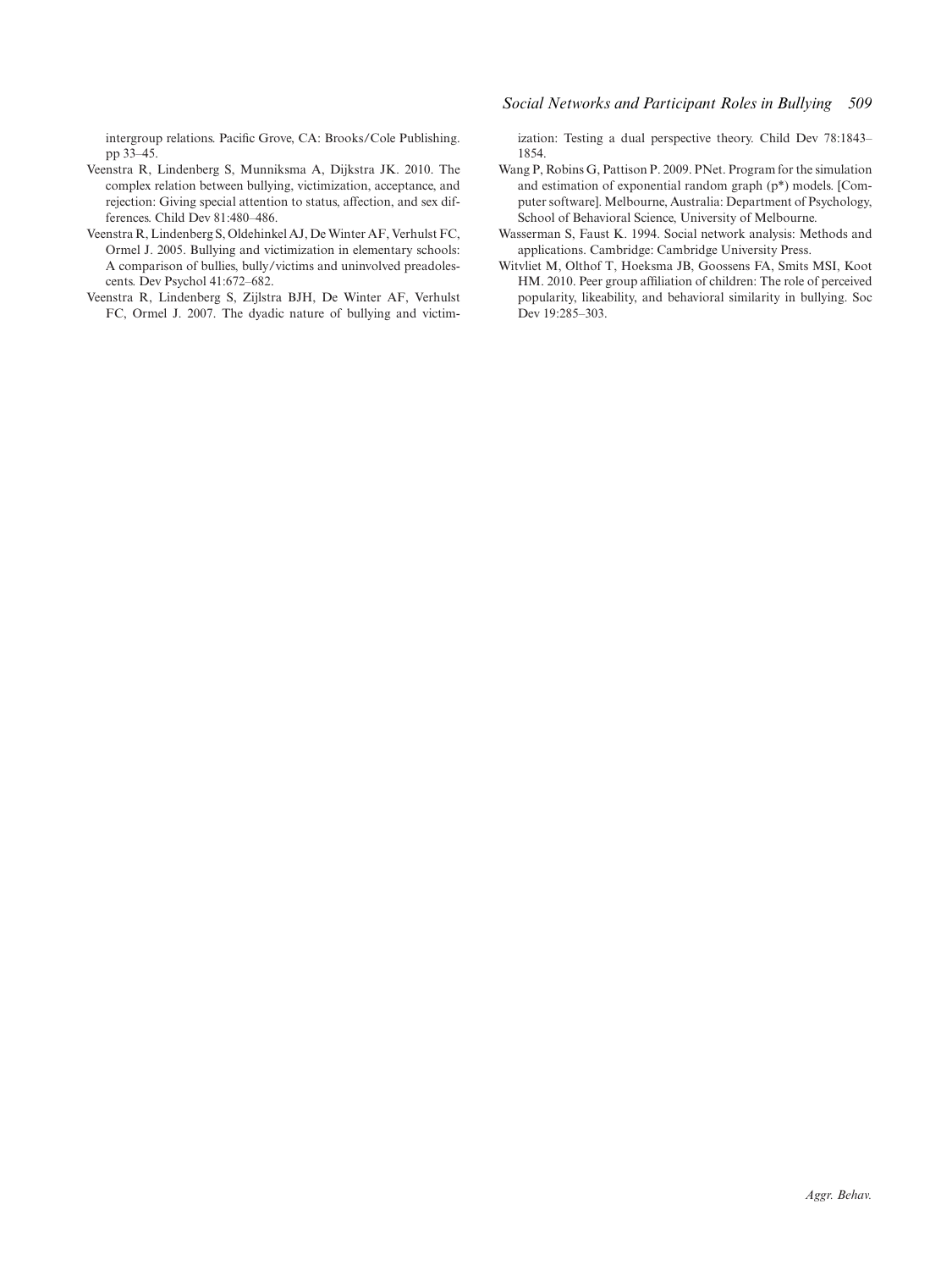intergroup relations. Pacific Grove, CA: Brooks/Cole Publishing. pp 33–45.

Veenstra R, Lindenberg S, Munniksma A, Dijkstra JK. 2010. The complex relation between bullying, victimization, acceptance, and rejection: Giving special attention to status, affection, and sex differences. Child Dev 81:480–486.

Veenstra R, Lindenberg S, Oldehinkel AJ, De Winter AF, Verhulst FC, Ormel J. 2005. Bullying and victimization in elementary schools: A comparison of bullies, bully/victims and uninvolved preadolescents. Dev Psychol 41:672–682.

Veenstra R, Lindenberg S, Zijlstra BJH, De Winter AF, Verhulst FC, Ormel J. 2007. The dyadic nature of bullying and victimization: Testing a dual perspective theory. Child Dev 78:1843–1854.

Wang P, Robins G, Pattison P. 2009. PNet. Program for the simulation and estimation of exponential random graph (p*) models. [Computer software]. Melbourne, Australia: Department of Psychology, School of Behavioral Science, University of Melbourne.

Wasserman S, Faust K. 1994. Social network analysis: Methods and applications. Cambridge: Cambridge University Press.

Witvliet M, Olthof T, Hoeksma JB, Goossens FA, Smits MSI, Koot HM. 2010. Peer group affiliation of children: The role of perceived popularity, likeability, and behavioral similarity in bullying. Soc Dev 19:285–303.